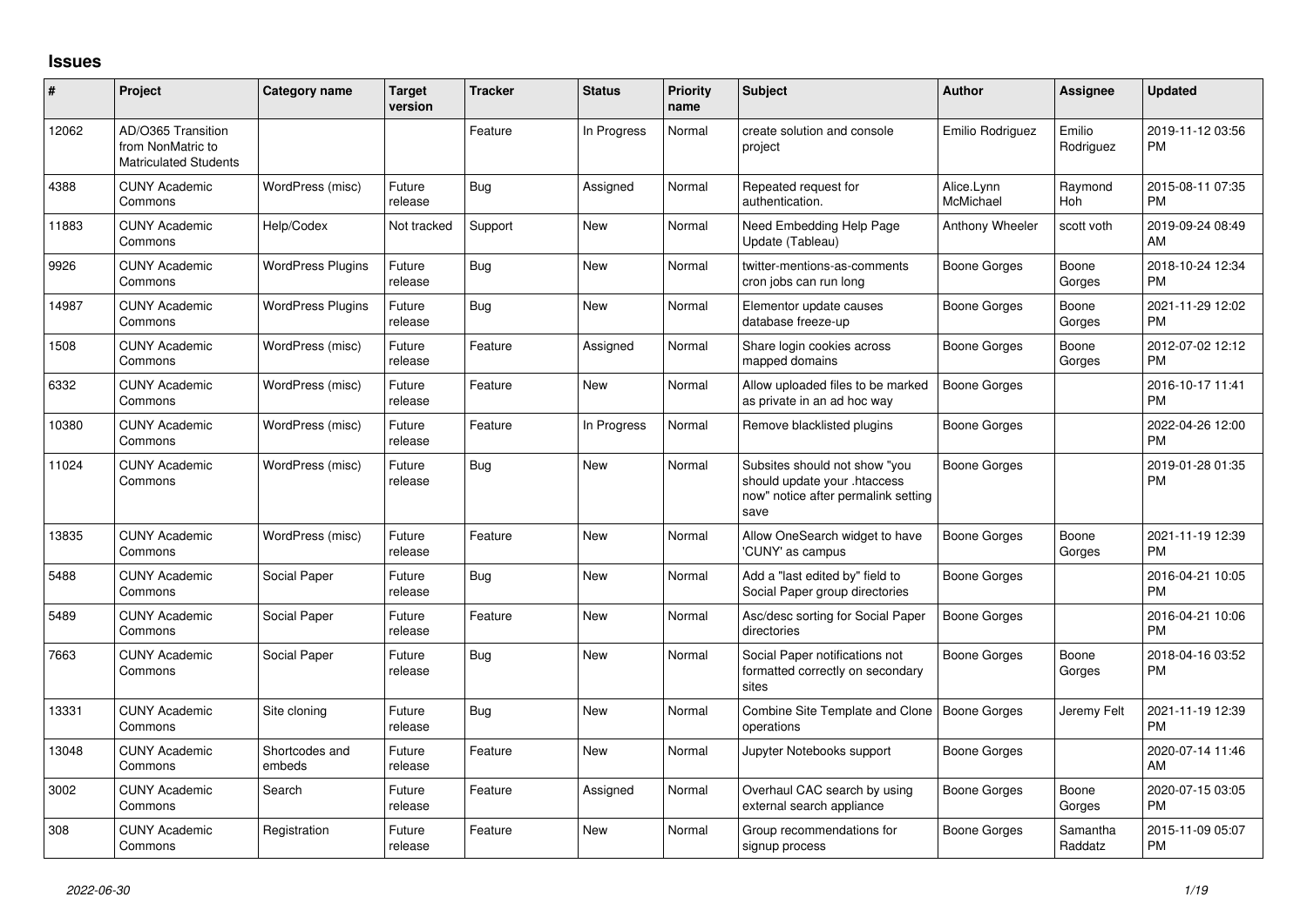## Issues

| # | Project | Category name | Target version | Tracker | Status | Priority name | Subject | Author | Assignee | Updated |
|---|---|---|---|---|---|---|---|---|---|---|
| 12062 | AD/O365 Transition from NonMatric to Matriculated Students | | | Feature | In Progress | Normal | create solution and console project | Emilio Rodriguez | Emilio Rodriguez | 2019-11-12 03:56 PM |
| 4388 | CUNY Academic Commons | WordPress (misc) | Future release | Bug | Assigned | Normal | Repeated request for authentication. | Alice.Lynn McMichael | Raymond Hoh | 2015-08-11 07:35 PM |
| 11883 | CUNY Academic Commons | Help/Codex | Not tracked | Support | New | Normal | Need Embedding Help Page Update (Tableau) | Anthony Wheeler | scott voth | 2019-09-24 08:49 AM |
| 9926 | CUNY Academic Commons | WordPress Plugins | Future release | Bug | New | Normal | twitter-mentions-as-comments cron jobs can run long | Boone Gorges | Boone Gorges | 2018-10-24 12:34 PM |
| 14987 | CUNY Academic Commons | WordPress Plugins | Future release | Bug | New | Normal | Elementor update causes database freeze-up | Boone Gorges | Boone Gorges | 2021-11-29 12:02 PM |
| 1508 | CUNY Academic Commons | WordPress (misc) | Future release | Feature | Assigned | Normal | Share login cookies across mapped domains | Boone Gorges | Boone Gorges | 2012-07-02 12:12 PM |
| 6332 | CUNY Academic Commons | WordPress (misc) | Future release | Feature | New | Normal | Allow uploaded files to be marked as private in an ad hoc way | Boone Gorges | | 2016-10-17 11:41 PM |
| 10380 | CUNY Academic Commons | WordPress (misc) | Future release | Feature | In Progress | Normal | Remove blacklisted plugins | Boone Gorges | | 2022-04-26 12:00 PM |
| 11024 | CUNY Academic Commons | WordPress (misc) | Future release | Bug | New | Normal | Subsites should not show "you should update your .htaccess now" notice after permalink setting save | Boone Gorges | | 2019-01-28 01:35 PM |
| 13835 | CUNY Academic Commons | WordPress (misc) | Future release | Feature | New | Normal | Allow OneSearch widget to have 'CUNY' as campus | Boone Gorges | Boone Gorges | 2021-11-19 12:39 PM |
| 5488 | CUNY Academic Commons | Social Paper | Future release | Bug | New | Normal | Add a "last edited by" field to Social Paper group directories | Boone Gorges | | 2016-04-21 10:05 PM |
| 5489 | CUNY Academic Commons | Social Paper | Future release | Feature | New | Normal | Asc/desc sorting for Social Paper directories | Boone Gorges | | 2016-04-21 10:06 PM |
| 7663 | CUNY Academic Commons | Social Paper | Future release | Bug | New | Normal | Social Paper notifications not formatted correctly on secondary sites | Boone Gorges | Boone Gorges | 2018-04-16 03:52 PM |
| 13331 | CUNY Academic Commons | Site cloning | Future release | Bug | New | Normal | Combine Site Template and Clone operations | Boone Gorges | Jeremy Felt | 2021-11-19 12:39 PM |
| 13048 | CUNY Academic Commons | Shortcodes and embeds | Future release | Feature | New | Normal | Jupyter Notebooks support | Boone Gorges | | 2020-07-14 11:46 AM |
| 3002 | CUNY Academic Commons | Search | Future release | Feature | Assigned | Normal | Overhaul CAC search by using external search appliance | Boone Gorges | Boone Gorges | 2020-07-15 03:05 PM |
| 308 | CUNY Academic Commons | Registration | Future release | Feature | New | Normal | Group recommendations for signup process | Boone Gorges | Samantha Raddatz | 2015-11-09 05:07 PM |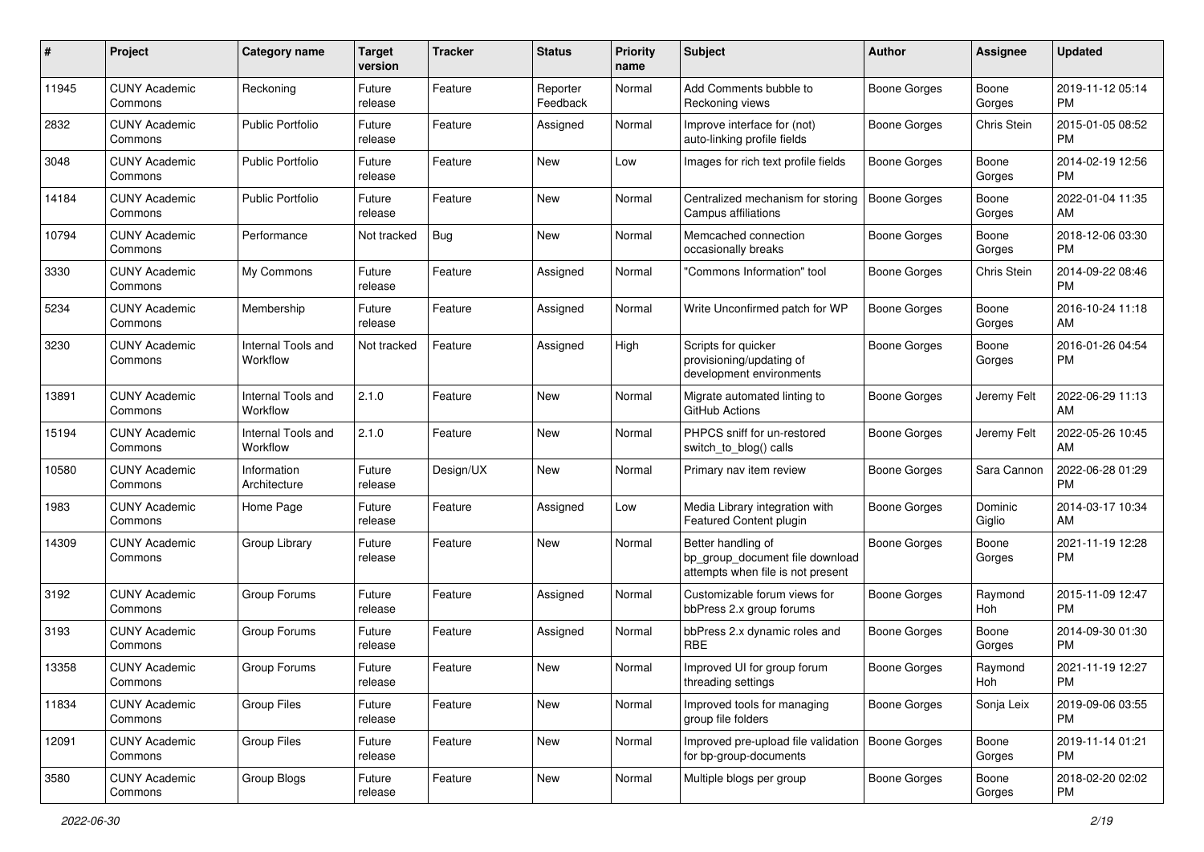| # | Project | Category name | Target version | Tracker | Status | Priority name | Subject | Author | Assignee | Updated |
|---|---|---|---|---|---|---|---|---|---|---|
| 11945 | CUNY Academic Commons | Reckoning | Future release | Feature | Reporter Feedback | Normal | Add Comments bubble to Reckoning views | Boone Gorges | Boone Gorges | 2019-11-12 05:14 PM |
| 2832 | CUNY Academic Commons | Public Portfolio | Future release | Feature | Assigned | Normal | Improve interface for (not) auto-linking profile fields | Boone Gorges | Chris Stein | 2015-01-05 08:52 PM |
| 3048 | CUNY Academic Commons | Public Portfolio | Future release | Feature | New | Low | Images for rich text profile fields | Boone Gorges | Boone Gorges | 2014-02-19 12:56 PM |
| 14184 | CUNY Academic Commons | Public Portfolio | Future release | Feature | New | Normal | Centralized mechanism for storing Campus affiliations | Boone Gorges | Boone Gorges | 2022-01-04 11:35 AM |
| 10794 | CUNY Academic Commons | Performance | Not tracked | Bug | New | Normal | Memcached connection occasionally breaks | Boone Gorges | Boone Gorges | 2018-12-06 03:30 PM |
| 3330 | CUNY Academic Commons | My Commons | Future release | Feature | Assigned | Normal | "Commons Information" tool | Boone Gorges | Chris Stein | 2014-09-22 08:46 PM |
| 5234 | CUNY Academic Commons | Membership | Future release | Feature | Assigned | Normal | Write Unconfirmed patch for WP | Boone Gorges | Boone Gorges | 2016-10-24 11:18 AM |
| 3230 | CUNY Academic Commons | Internal Tools and Workflow | Not tracked | Feature | Assigned | High | Scripts for quicker provisioning/updating of development environments | Boone Gorges | Boone Gorges | 2016-01-26 04:54 PM |
| 13891 | CUNY Academic Commons | Internal Tools and Workflow | 2.1.0 | Feature | New | Normal | Migrate automated linting to GitHub Actions | Boone Gorges | Jeremy Felt | 2022-06-29 11:13 AM |
| 15194 | CUNY Academic Commons | Internal Tools and Workflow | 2.1.0 | Feature | New | Normal | PHPCS sniff for un-restored switch_to_blog() calls | Boone Gorges | Jeremy Felt | 2022-05-26 10:45 AM |
| 10580 | CUNY Academic Commons | Information Architecture | Future release | Design/UX | New | Normal | Primary nav item review | Boone Gorges | Sara Cannon | 2022-06-28 01:29 PM |
| 1983 | CUNY Academic Commons | Home Page | Future release | Feature | Assigned | Low | Media Library integration with Featured Content plugin | Boone Gorges | Dominic Giglio | 2014-03-17 10:34 AM |
| 14309 | CUNY Academic Commons | Group Library | Future release | Feature | New | Normal | Better handling of bp_group_document file download attempts when file is not present | Boone Gorges | Boone Gorges | 2021-11-19 12:28 PM |
| 3192 | CUNY Academic Commons | Group Forums | Future release | Feature | Assigned | Normal | Customizable forum views for bbPress 2.x group forums | Boone Gorges | Raymond Hoh | 2015-11-09 12:47 PM |
| 3193 | CUNY Academic Commons | Group Forums | Future release | Feature | Assigned | Normal | bbPress 2.x dynamic roles and RBE | Boone Gorges | Boone Gorges | 2014-09-30 01:30 PM |
| 13358 | CUNY Academic Commons | Group Forums | Future release | Feature | New | Normal | Improved UI for group forum threading settings | Boone Gorges | Raymond Hoh | 2021-11-19 12:27 PM |
| 11834 | CUNY Academic Commons | Group Files | Future release | Feature | New | Normal | Improved tools for managing group file folders | Boone Gorges | Sonja Leix | 2019-09-06 03:55 PM |
| 12091 | CUNY Academic Commons | Group Files | Future release | Feature | New | Normal | Improved pre-upload file validation for bp-group-documents | Boone Gorges | Boone Gorges | 2019-11-14 01:21 PM |
| 3580 | CUNY Academic Commons | Group Blogs | Future release | Feature | New | Normal | Multiple blogs per group | Boone Gorges | Boone Gorges | 2018-02-20 02:02 PM |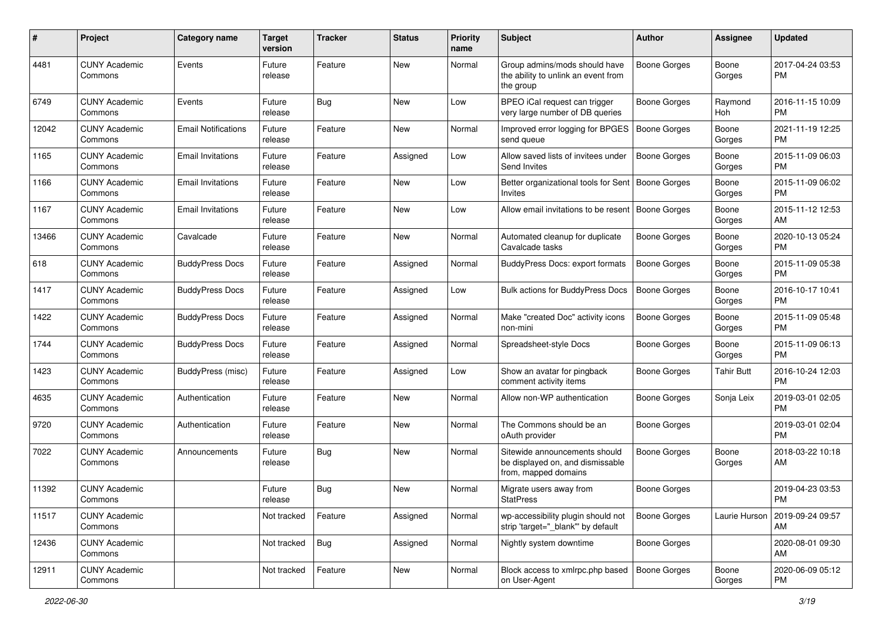| # | Project | Category name | Target version | Tracker | Status | Priority name | Subject | Author | Assignee | Updated |
|---|---|---|---|---|---|---|---|---|---|---|
| 4481 | CUNY Academic Commons | Events | Future release | Feature | New | Normal | Group admins/mods should have the ability to unlink an event from the group | Boone Gorges | Boone Gorges | 2017-04-24 03:53 PM |
| 6749 | CUNY Academic Commons | Events | Future release | Bug | New | Low | BPEO iCal request can trigger very large number of DB queries | Boone Gorges | Raymond Hoh | 2016-11-15 10:09 PM |
| 12042 | CUNY Academic Commons | Email Notifications | Future release | Feature | New | Normal | Improved error logging for BPGES send queue | Boone Gorges | Boone Gorges | 2021-11-19 12:25 PM |
| 1165 | CUNY Academic Commons | Email Invitations | Future release | Feature | Assigned | Low | Allow saved lists of invitees under Send Invites | Boone Gorges | Boone Gorges | 2015-11-09 06:03 PM |
| 1166 | CUNY Academic Commons | Email Invitations | Future release | Feature | New | Low | Better organizational tools for Sent Invites | Boone Gorges | Boone Gorges | 2015-11-09 06:02 PM |
| 1167 | CUNY Academic Commons | Email Invitations | Future release | Feature | New | Low | Allow email invitations to be resent | Boone Gorges | Boone Gorges | 2015-11-12 12:53 AM |
| 13466 | CUNY Academic Commons | Cavalcade | Future release | Feature | New | Normal | Automated cleanup for duplicate Cavalcade tasks | Boone Gorges | Boone Gorges | 2020-10-13 05:24 PM |
| 618 | CUNY Academic Commons | BuddyPress Docs | Future release | Feature | Assigned | Normal | BuddyPress Docs: export formats | Boone Gorges | Boone Gorges | 2015-11-09 05:38 PM |
| 1417 | CUNY Academic Commons | BuddyPress Docs | Future release | Feature | Assigned | Low | Bulk actions for BuddyPress Docs | Boone Gorges | Boone Gorges | 2016-10-17 10:41 PM |
| 1422 | CUNY Academic Commons | BuddyPress Docs | Future release | Feature | Assigned | Normal | Make "created Doc" activity icons non-mini | Boone Gorges | Boone Gorges | 2015-11-09 05:48 PM |
| 1744 | CUNY Academic Commons | BuddyPress Docs | Future release | Feature | Assigned | Normal | Spreadsheet-style Docs | Boone Gorges | Boone Gorges | 2015-11-09 06:13 PM |
| 1423 | CUNY Academic Commons | BuddyPress (misc) | Future release | Feature | Assigned | Low | Show an avatar for pingback comment activity items | Boone Gorges | Tahir Butt | 2016-10-24 12:03 PM |
| 4635 | CUNY Academic Commons | Authentication | Future release | Feature | New | Normal | Allow non-WP authentication | Boone Gorges | Sonja Leix | 2019-03-01 02:05 PM |
| 9720 | CUNY Academic Commons | Authentication | Future release | Feature | New | Normal | The Commons should be an oAuth provider | Boone Gorges | | 2019-03-01 02:04 PM |
| 7022 | CUNY Academic Commons | Announcements | Future release | Bug | New | Normal | Sitewide announcements should be displayed on, and dismissable from, mapped domains | Boone Gorges | Boone Gorges | 2018-03-22 10:18 AM |
| 11392 | CUNY Academic Commons | | Future release | Bug | New | Normal | Migrate users away from StatPress | Boone Gorges | | 2019-04-23 03:53 PM |
| 11517 | CUNY Academic Commons | | Not tracked | Feature | Assigned | Normal | wp-accessibility plugin should not strip 'target="_blank"' by default | Boone Gorges | Laurie Hurson | 2019-09-24 09:57 AM |
| 12436 | CUNY Academic Commons | | Not tracked | Bug | Assigned | Normal | Nightly system downtime | Boone Gorges | | 2020-08-01 09:30 AM |
| 12911 | CUNY Academic Commons | | Not tracked | Feature | New | Normal | Block access to xmlrpc.php based on User-Agent | Boone Gorges | Boone Gorges | 2020-06-09 05:12 PM |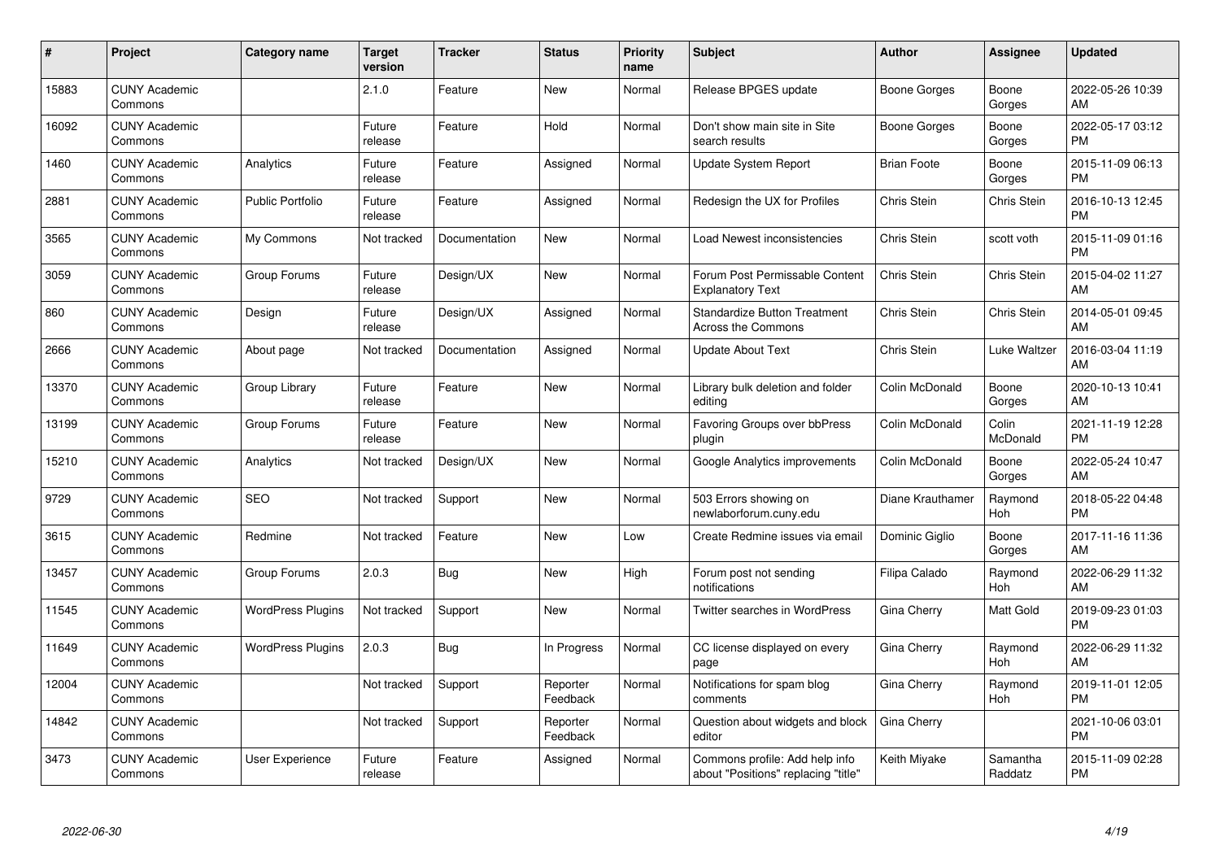| # | Project | Category name | Target version | Tracker | Status | Priority name | Subject | Author | Assignee | Updated |
|---|---|---|---|---|---|---|---|---|---|---|
| 15883 | CUNY Academic Commons | | 2.1.0 | Feature | New | Normal | Release BPGES update | Boone Gorges | Boone Gorges | 2022-05-26 10:39 AM |
| 16092 | CUNY Academic Commons | | Future release | Feature | Hold | Normal | Don't show main site in Site search results | Boone Gorges | Boone Gorges | 2022-05-17 03:12 PM |
| 1460 | CUNY Academic Commons | Analytics | Future release | Feature | Assigned | Normal | Update System Report | Brian Foote | Boone Gorges | 2015-11-09 06:13 PM |
| 2881 | CUNY Academic Commons | Public Portfolio | Future release | Feature | Assigned | Normal | Redesign the UX for Profiles | Chris Stein | Chris Stein | 2016-10-13 12:45 PM |
| 3565 | CUNY Academic Commons | My Commons | Not tracked | Documentation | New | Normal | Load Newest inconsistencies | Chris Stein | scott voth | 2015-11-09 01:16 PM |
| 3059 | CUNY Academic Commons | Group Forums | Future release | Design/UX | New | Normal | Forum Post Permissable Content Explanatory Text | Chris Stein | Chris Stein | 2015-04-02 11:27 AM |
| 860 | CUNY Academic Commons | Design | Future release | Design/UX | Assigned | Normal | Standardize Button Treatment Across the Commons | Chris Stein | Chris Stein | 2014-05-01 09:45 AM |
| 2666 | CUNY Academic Commons | About page | Not tracked | Documentation | Assigned | Normal | Update About Text | Chris Stein | Luke Waltzer | 2016-03-04 11:19 AM |
| 13370 | CUNY Academic Commons | Group Library | Future release | Feature | New | Normal | Library bulk deletion and folder editing | Colin McDonald | Boone Gorges | 2020-10-13 10:41 AM |
| 13199 | CUNY Academic Commons | Group Forums | Future release | Feature | New | Normal | Favoring Groups over bbPress plugin | Colin McDonald | Colin McDonald | 2021-11-19 12:28 PM |
| 15210 | CUNY Academic Commons | Analytics | Not tracked | Design/UX | New | Normal | Google Analytics improvements | Colin McDonald | Boone Gorges | 2022-05-24 10:47 AM |
| 9729 | CUNY Academic Commons | SEO | Not tracked | Support | New | Normal | 503 Errors showing on newlaborforum.cuny.edu | Diane Krauthamer | Raymond Hoh | 2018-05-22 04:48 PM |
| 3615 | CUNY Academic Commons | Redmine | Not tracked | Feature | New | Low | Create Redmine issues via email | Dominic Giglio | Boone Gorges | 2017-11-16 11:36 AM |
| 13457 | CUNY Academic Commons | Group Forums | 2.0.3 | Bug | New | High | Forum post not sending notifications | Filipa Calado | Raymond Hoh | 2022-06-29 11:32 AM |
| 11545 | CUNY Academic Commons | WordPress Plugins | Not tracked | Support | New | Normal | Twitter searches in WordPress | Gina Cherry | Matt Gold | 2019-09-23 01:03 PM |
| 11649 | CUNY Academic Commons | WordPress Plugins | 2.0.3 | Bug | In Progress | Normal | CC license displayed on every page | Gina Cherry | Raymond Hoh | 2022-06-29 11:32 AM |
| 12004 | CUNY Academic Commons | | Not tracked | Support | Reporter Feedback | Normal | Notifications for spam blog comments | Gina Cherry | Raymond Hoh | 2019-11-01 12:05 PM |
| 14842 | CUNY Academic Commons | | Not tracked | Support | Reporter Feedback | Normal | Question about widgets and block editor | Gina Cherry | | 2021-10-06 03:01 PM |
| 3473 | CUNY Academic Commons | User Experience | Future release | Feature | Assigned | Normal | Commons profile: Add help info about "Positions" replacing "title" | Keith Miyake | Samantha Raddatz | 2015-11-09 02:28 PM |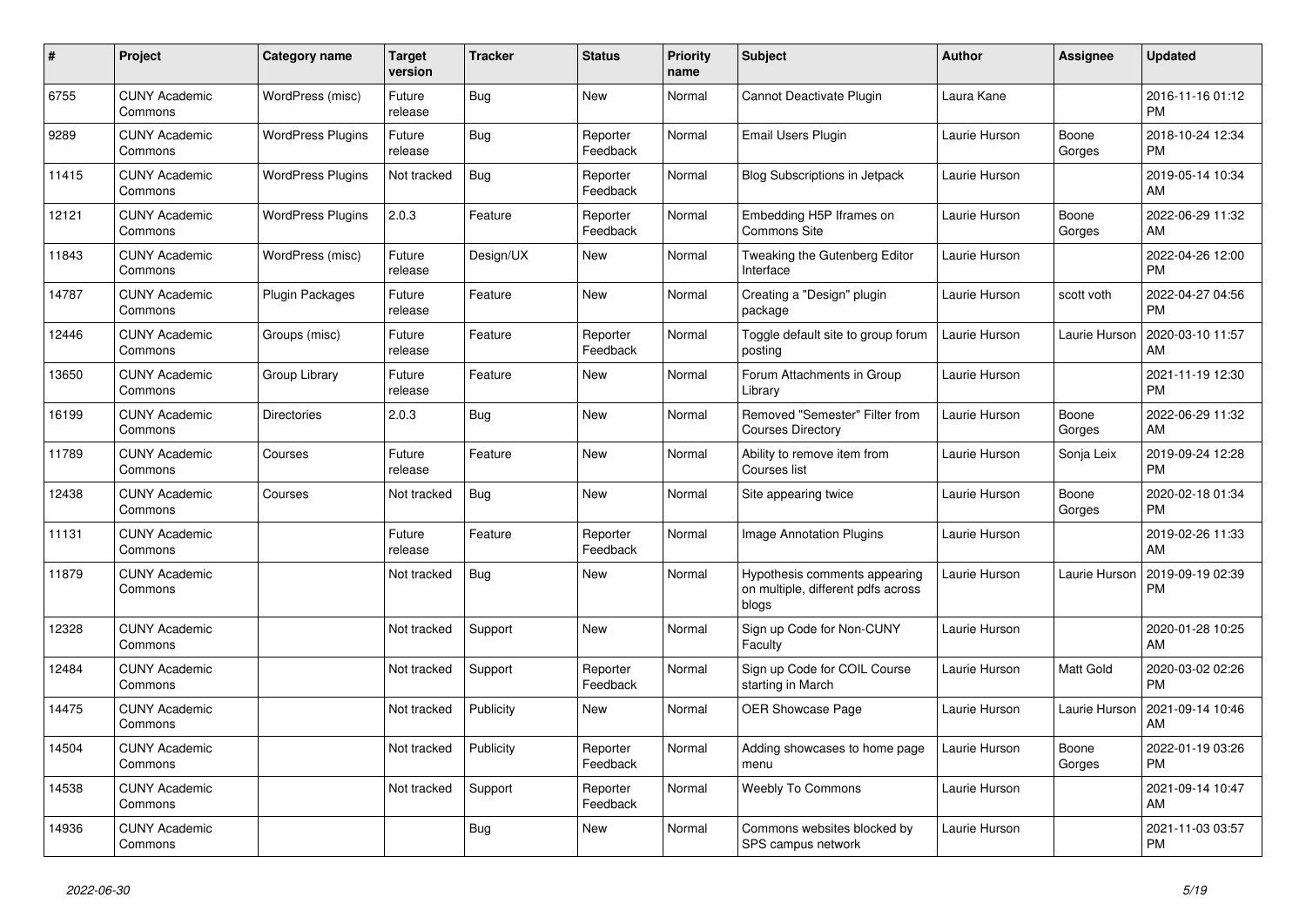| # | Project | Category name | Target version | Tracker | Status | Priority name | Subject | Author | Assignee | Updated |
|---|---|---|---|---|---|---|---|---|---|---|
| 6755 | CUNY Academic Commons | WordPress (misc) | Future release | Bug | New | Normal | Cannot Deactivate Plugin | Laura Kane | | 2016-11-16 01:12 PM |
| 9289 | CUNY Academic Commons | WordPress Plugins | Future release | Bug | Reporter Feedback | Normal | Email Users Plugin | Laurie Hurson | Boone Gorges | 2018-10-24 12:34 PM |
| 11415 | CUNY Academic Commons | WordPress Plugins | Not tracked | Bug | Reporter Feedback | Normal | Blog Subscriptions in Jetpack | Laurie Hurson | | 2019-05-14 10:34 AM |
| 12121 | CUNY Academic Commons | WordPress Plugins | 2.0.3 | Feature | Reporter Feedback | Normal | Embedding H5P Iframes on Commons Site | Laurie Hurson | Boone Gorges | 2022-06-29 11:32 AM |
| 11843 | CUNY Academic Commons | WordPress (misc) | Future release | Design/UX | New | Normal | Tweaking the Gutenberg Editor Interface | Laurie Hurson | | 2022-04-26 12:00 PM |
| 14787 | CUNY Academic Commons | Plugin Packages | Future release | Feature | New | Normal | Creating a "Design" plugin package | Laurie Hurson | scott voth | 2022-04-27 04:56 PM |
| 12446 | CUNY Academic Commons | Groups (misc) | Future release | Feature | Reporter Feedback | Normal | Toggle default site to group forum posting | Laurie Hurson | Laurie Hurson | 2020-03-10 11:57 AM |
| 13650 | CUNY Academic Commons | Group Library | Future release | Feature | New | Normal | Forum Attachments in Group Library | Laurie Hurson | | 2021-11-19 12:30 PM |
| 16199 | CUNY Academic Commons | Directories | 2.0.3 | Bug | New | Normal | Removed "Semester" Filter from Courses Directory | Laurie Hurson | Boone Gorges | 2022-06-29 11:32 AM |
| 11789 | CUNY Academic Commons | Courses | Future release | Feature | New | Normal | Ability to remove item from Courses list | Laurie Hurson | Sonja Leix | 2019-09-24 12:28 PM |
| 12438 | CUNY Academic Commons | Courses | Not tracked | Bug | New | Normal | Site appearing twice | Laurie Hurson | Boone Gorges | 2020-02-18 01:34 PM |
| 11131 | CUNY Academic Commons | | Future release | Feature | Reporter Feedback | Normal | Image Annotation Plugins | Laurie Hurson | | 2019-02-26 11:33 AM |
| 11879 | CUNY Academic Commons | | Not tracked | Bug | New | Normal | Hypothesis comments appearing on multiple, different pdfs across blogs | Laurie Hurson | Laurie Hurson | 2019-09-19 02:39 PM |
| 12328 | CUNY Academic Commons | | Not tracked | Support | New | Normal | Sign up Code for Non-CUNY Faculty | Laurie Hurson | | 2020-01-28 10:25 AM |
| 12484 | CUNY Academic Commons | | Not tracked | Support | Reporter Feedback | Normal | Sign up Code for COIL Course starting in March | Laurie Hurson | Matt Gold | 2020-03-02 02:26 PM |
| 14475 | CUNY Academic Commons | | Not tracked | Publicity | New | Normal | OER Showcase Page | Laurie Hurson | Laurie Hurson | 2021-09-14 10:46 AM |
| 14504 | CUNY Academic Commons | | Not tracked | Publicity | Reporter Feedback | Normal | Adding showcases to home page menu | Laurie Hurson | Boone Gorges | 2022-01-19 03:26 PM |
| 14538 | CUNY Academic Commons | | Not tracked | Support | Reporter Feedback | Normal | Weebly To Commons | Laurie Hurson | | 2021-09-14 10:47 AM |
| 14936 | CUNY Academic Commons | | | Bug | New | Normal | Commons websites blocked by SPS campus network | Laurie Hurson | | 2021-11-03 03:57 PM |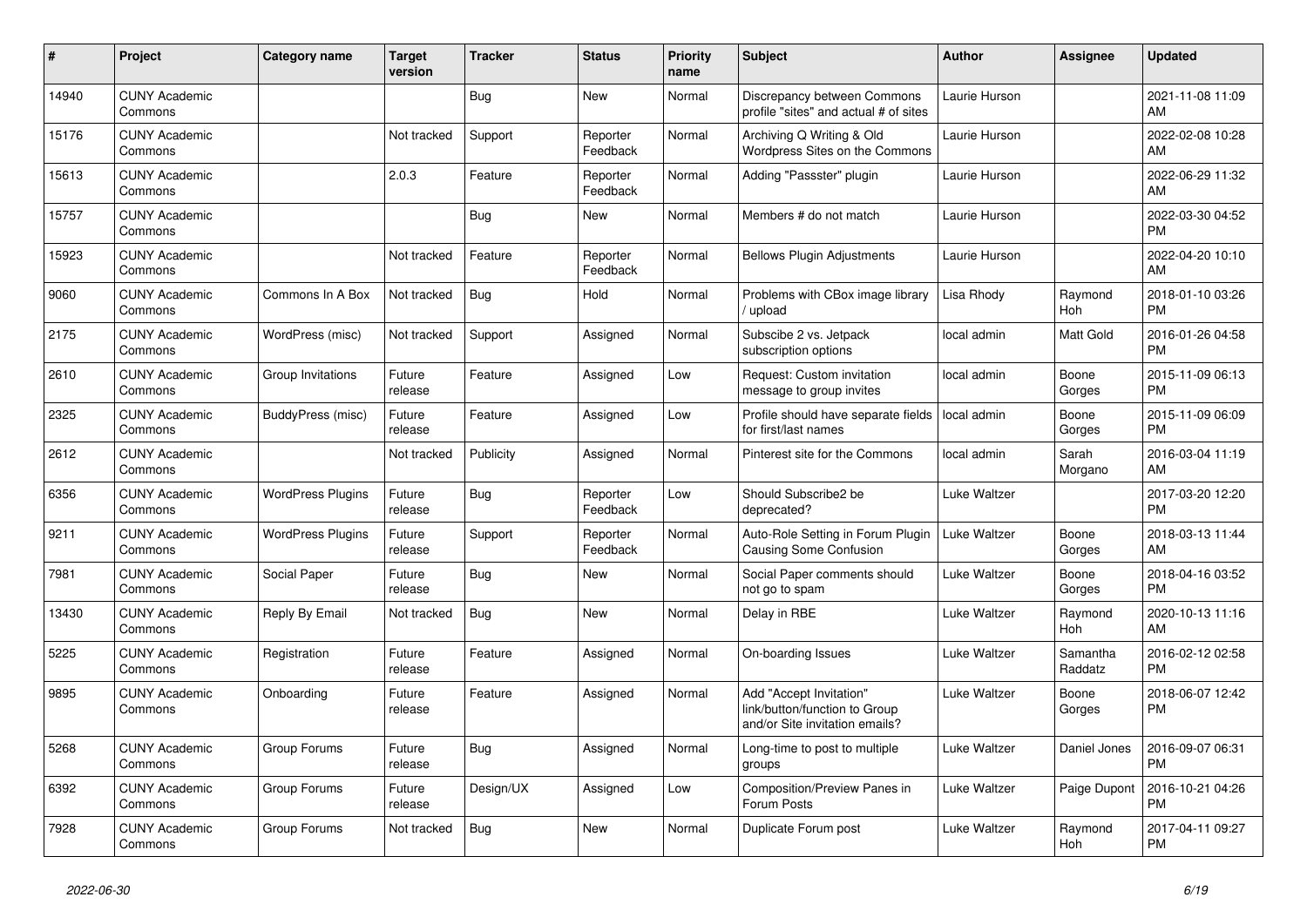| # | Project | Category name | Target version | Tracker | Status | Priority name | Subject | Author | Assignee | Updated |
|---|---|---|---|---|---|---|---|---|---|---|
| 14940 | CUNY Academic Commons | | | Bug | New | Normal | Discrepancy between Commons profile "sites" and actual # of sites | Laurie Hurson | | 2021-11-08 11:09 AM |
| 15176 | CUNY Academic Commons | | Not tracked | Support | Reporter Feedback | Normal | Archiving Q Writing & Old Wordpress Sites on the Commons | Laurie Hurson | | 2022-02-08 10:28 AM |
| 15613 | CUNY Academic Commons | | 2.0.3 | Feature | Reporter Feedback | Normal | Adding "Passster" plugin | Laurie Hurson | | 2022-06-29 11:32 AM |
| 15757 | CUNY Academic Commons | | | Bug | New | Normal | Members # do not match | Laurie Hurson | | 2022-03-30 04:52 PM |
| 15923 | CUNY Academic Commons | | Not tracked | Feature | Reporter Feedback | Normal | Bellows Plugin Adjustments | Laurie Hurson | | 2022-04-20 10:10 AM |
| 9060 | CUNY Academic Commons | Commons In A Box | Not tracked | Bug | Hold | Normal | Problems with CBox image library / upload | Lisa Rhody | Raymond Hoh | 2018-01-10 03:26 PM |
| 2175 | CUNY Academic Commons | WordPress (misc) | Not tracked | Support | Assigned | Normal | Subscibe 2 vs. Jetpack subscription options | local admin | Matt Gold | 2016-01-26 04:58 PM |
| 2610 | CUNY Academic Commons | Group Invitations | Future release | Feature | Assigned | Low | Request: Custom invitation message to group invites | local admin | Boone Gorges | 2015-11-09 06:13 PM |
| 2325 | CUNY Academic Commons | BuddyPress (misc) | Future release | Feature | Assigned | Low | Profile should have separate fields for first/last names | local admin | Boone Gorges | 2015-11-09 06:09 PM |
| 2612 | CUNY Academic Commons | | Not tracked | Publicity | Assigned | Normal | Pinterest site for the Commons | local admin | Sarah Morgano | 2016-03-04 11:19 AM |
| 6356 | CUNY Academic Commons | WordPress Plugins | Future release | Bug | Reporter Feedback | Low | Should Subscribe2 be deprecated? | Luke Waltzer | | 2017-03-20 12:20 PM |
| 9211 | CUNY Academic Commons | WordPress Plugins | Future release | Support | Reporter Feedback | Normal | Auto-Role Setting in Forum Plugin Causing Some Confusion | Luke Waltzer | Boone Gorges | 2018-03-13 11:44 AM |
| 7981 | CUNY Academic Commons | Social Paper | Future release | Bug | New | Normal | Social Paper comments should not go to spam | Luke Waltzer | Boone Gorges | 2018-04-16 03:52 PM |
| 13430 | CUNY Academic Commons | Reply By Email | Not tracked | Bug | New | Normal | Delay in RBE | Luke Waltzer | Raymond Hoh | 2020-10-13 11:16 AM |
| 5225 | CUNY Academic Commons | Registration | Future release | Feature | Assigned | Normal | On-boarding Issues | Luke Waltzer | Samantha Raddatz | 2016-02-12 02:58 PM |
| 9895 | CUNY Academic Commons | Onboarding | Future release | Feature | Assigned | Normal | Add "Accept Invitation" link/button/function to Group and/or Site invitation emails? | Luke Waltzer | Boone Gorges | 2018-06-07 12:42 PM |
| 5268 | CUNY Academic Commons | Group Forums | Future release | Bug | Assigned | Normal | Long-time to post to multiple groups | Luke Waltzer | Daniel Jones | 2016-09-07 06:31 PM |
| 6392 | CUNY Academic Commons | Group Forums | Future release | Design/UX | Assigned | Low | Composition/Preview Panes in Forum Posts | Luke Waltzer | Paige Dupont | 2016-10-21 04:26 PM |
| 7928 | CUNY Academic Commons | Group Forums | Not tracked | Bug | New | Normal | Duplicate Forum post | Luke Waltzer | Raymond Hoh | 2017-04-11 09:27 PM |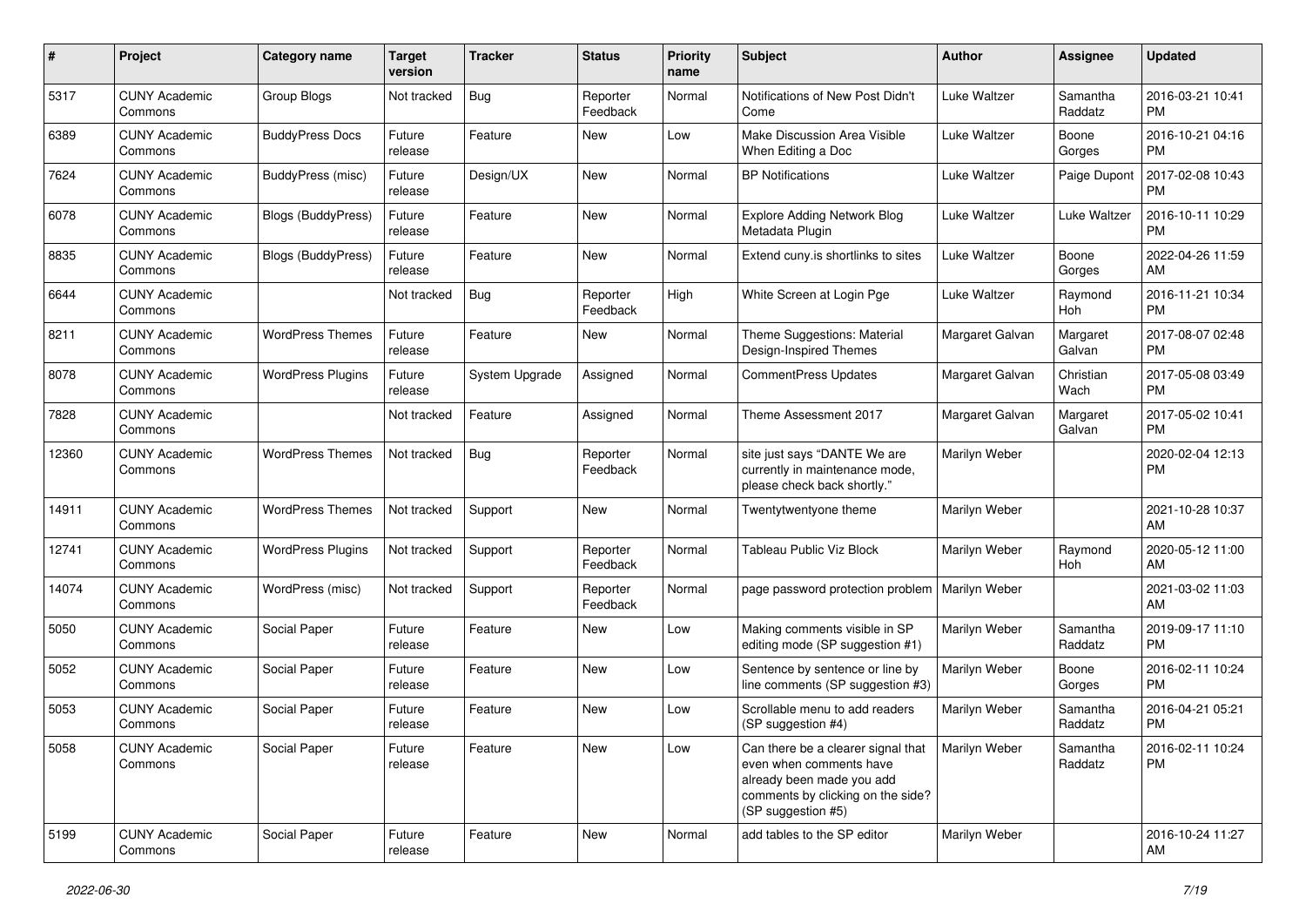| # | Project | Category name | Target version | Tracker | Status | Priority name | Subject | Author | Assignee | Updated |
|---|---|---|---|---|---|---|---|---|---|---|
| 5317 | CUNY Academic Commons | Group Blogs | Not tracked | Bug | Reporter Feedback | Normal | Notifications of New Post Didn't Come | Luke Waltzer | Samantha Raddatz | 2016-03-21 10:41 PM |
| 6389 | CUNY Academic Commons | BuddyPress Docs | Future release | Feature | New | Low | Make Discussion Area Visible When Editing a Doc | Luke Waltzer | Boone Gorges | 2016-10-21 04:16 PM |
| 7624 | CUNY Academic Commons | BuddyPress (misc) | Future release | Design/UX | New | Normal | BP Notifications | Luke Waltzer | Paige Dupont | 2017-02-08 10:43 PM |
| 6078 | CUNY Academic Commons | Blogs (BuddyPress) | Future release | Feature | New | Normal | Explore Adding Network Blog Metadata Plugin | Luke Waltzer | Luke Waltzer | 2016-10-11 10:29 PM |
| 8835 | CUNY Academic Commons | Blogs (BuddyPress) | Future release | Feature | New | Normal | Extend cuny.is shortlinks to sites | Luke Waltzer | Boone Gorges | 2022-04-26 11:59 AM |
| 6644 | CUNY Academic Commons | | Not tracked | Bug | Reporter Feedback | High | White Screen at Login Pge | Luke Waltzer | Raymond Hoh | 2016-11-21 10:34 PM |
| 8211 | CUNY Academic Commons | WordPress Themes | Future release | Feature | New | Normal | Theme Suggestions: Material Design-Inspired Themes | Margaret Galvan | Margaret Galvan | 2017-08-07 02:48 PM |
| 8078 | CUNY Academic Commons | WordPress Plugins | Future release | System Upgrade | Assigned | Normal | CommentPress Updates | Margaret Galvan | Christian Wach | 2017-05-08 03:49 PM |
| 7828 | CUNY Academic Commons | | Not tracked | Feature | Assigned | Normal | Theme Assessment 2017 | Margaret Galvan | Margaret Galvan | 2017-05-02 10:41 PM |
| 12360 | CUNY Academic Commons | WordPress Themes | Not tracked | Bug | Reporter Feedback | Normal | site just says "DANTE We are currently in maintenance mode, please check back shortly." | Marilyn Weber | | 2020-02-04 12:13 PM |
| 14911 | CUNY Academic Commons | WordPress Themes | Not tracked | Support | New | Normal | Twentytwentyone theme | Marilyn Weber | | 2021-10-28 10:37 AM |
| 12741 | CUNY Academic Commons | WordPress Plugins | Not tracked | Support | Reporter Feedback | Normal | Tableau Public Viz Block | Marilyn Weber | Raymond Hoh | 2020-05-12 11:00 AM |
| 14074 | CUNY Academic Commons | WordPress (misc) | Not tracked | Support | Reporter Feedback | Normal | page password protection problem | Marilyn Weber | | 2021-03-02 11:03 AM |
| 5050 | CUNY Academic Commons | Social Paper | Future release | Feature | New | Low | Making comments visible in SP editing mode (SP suggestion #1) | Marilyn Weber | Samantha Raddatz | 2019-09-17 11:10 PM |
| 5052 | CUNY Academic Commons | Social Paper | Future release | Feature | New | Low | Sentence by sentence or line by line comments (SP suggestion #3) | Marilyn Weber | Boone Gorges | 2016-02-11 10:24 PM |
| 5053 | CUNY Academic Commons | Social Paper | Future release | Feature | New | Low | Scrollable menu to add readers (SP suggestion #4) | Marilyn Weber | Samantha Raddatz | 2016-04-21 05:21 PM |
| 5058 | CUNY Academic Commons | Social Paper | Future release | Feature | New | Low | Can there be a clearer signal that even when comments have already been made you add comments by clicking on the side? (SP suggestion #5) | Marilyn Weber | Samantha Raddatz | 2016-02-11 10:24 PM |
| 5199 | CUNY Academic Commons | Social Paper | Future release | Feature | New | Normal | add tables to the SP editor | Marilyn Weber | | 2016-10-24 11:27 AM |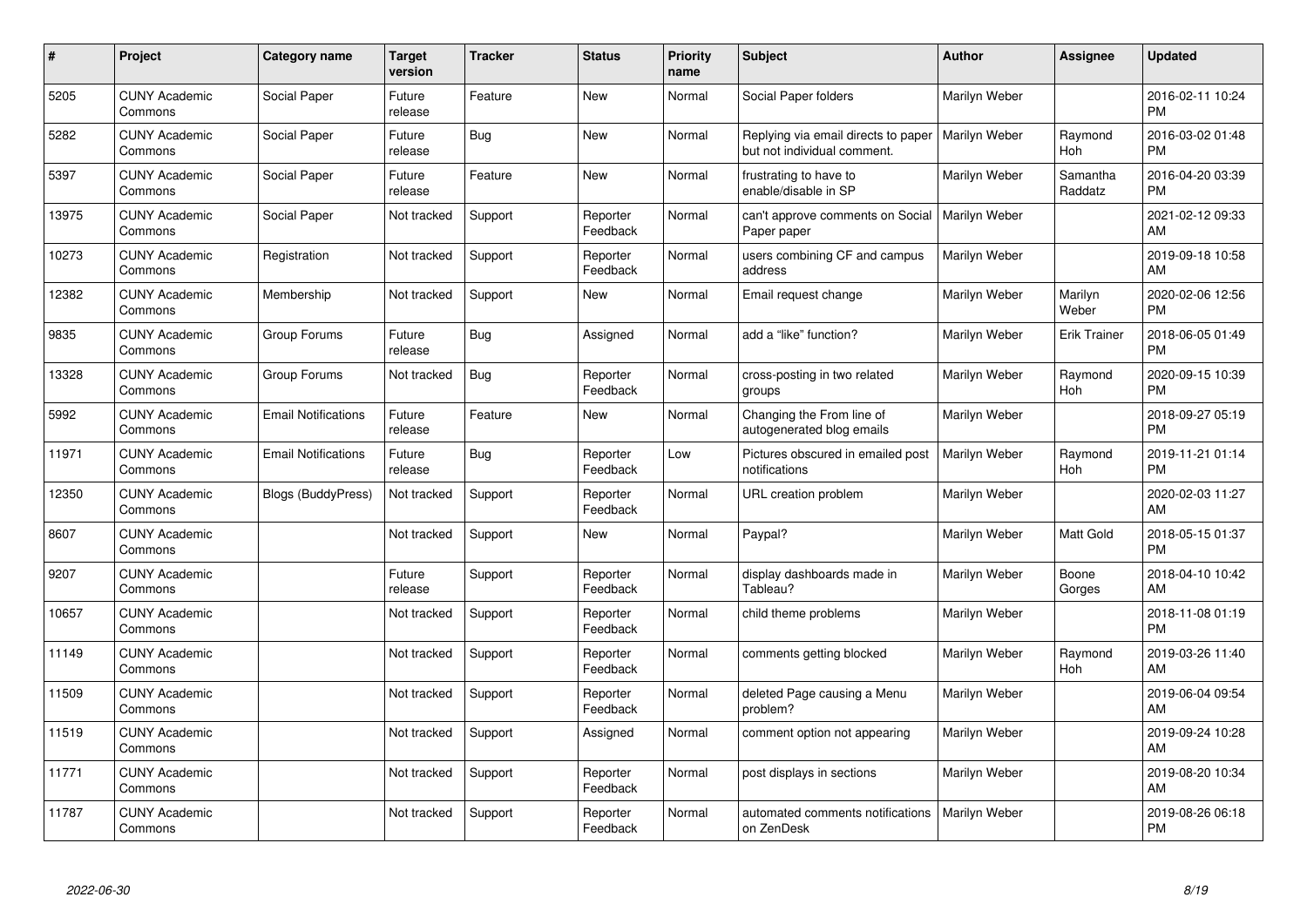| # | Project | Category name | Target version | Tracker | Status | Priority name | Subject | Author | Assignee | Updated |
|---|---|---|---|---|---|---|---|---|---|---|
| 5205 | CUNY Academic Commons | Social Paper | Future release | Feature | New | Normal | Social Paper folders | Marilyn Weber | | 2016-02-11 10:24 PM |
| 5282 | CUNY Academic Commons | Social Paper | Future release | Bug | New | Normal | Replying via email directs to paper but not individual comment. | Marilyn Weber | Raymond Hoh | 2016-03-02 01:48 PM |
| 5397 | CUNY Academic Commons | Social Paper | Future release | Feature | New | Normal | frustrating to have to enable/disable in SP | Marilyn Weber | Samantha Raddatz | 2016-04-20 03:39 PM |
| 13975 | CUNY Academic Commons | Social Paper | Not tracked | Support | Reporter Feedback | Normal | can't approve comments on Social Paper paper | Marilyn Weber | | 2021-02-12 09:33 AM |
| 10273 | CUNY Academic Commons | Registration | Not tracked | Support | Reporter Feedback | Normal | users combining CF and campus address | Marilyn Weber | | 2019-09-18 10:58 AM |
| 12382 | CUNY Academic Commons | Membership | Not tracked | Support | New | Normal | Email request change | Marilyn Weber | Marilyn Weber | 2020-02-06 12:56 PM |
| 9835 | CUNY Academic Commons | Group Forums | Future release | Bug | Assigned | Normal | add a "like" function? | Marilyn Weber | Erik Trainer | 2018-06-05 01:49 PM |
| 13328 | CUNY Academic Commons | Group Forums | Not tracked | Bug | Reporter Feedback | Normal | cross-posting in two related groups | Marilyn Weber | Raymond Hoh | 2020-09-15 10:39 PM |
| 5992 | CUNY Academic Commons | Email Notifications | Future release | Feature | New | Normal | Changing the From line of autogenerated blog emails | Marilyn Weber | | 2018-09-27 05:19 PM |
| 11971 | CUNY Academic Commons | Email Notifications | Future release | Bug | Reporter Feedback | Low | Pictures obscured in emailed post notifications | Marilyn Weber | Raymond Hoh | 2019-11-21 01:14 PM |
| 12350 | CUNY Academic Commons | Blogs (BuddyPress) | Not tracked | Support | Reporter Feedback | Normal | URL creation problem | Marilyn Weber | | 2020-02-03 11:27 AM |
| 8607 | CUNY Academic Commons | | Not tracked | Support | New | Normal | Paypal? | Marilyn Weber | Matt Gold | 2018-05-15 01:37 PM |
| 9207 | CUNY Academic Commons | | Future release | Support | Reporter Feedback | Normal | display dashboards made in Tableau? | Marilyn Weber | Boone Gorges | 2018-04-10 10:42 AM |
| 10657 | CUNY Academic Commons | | Not tracked | Support | Reporter Feedback | Normal | child theme problems | Marilyn Weber | | 2018-11-08 01:19 PM |
| 11149 | CUNY Academic Commons | | Not tracked | Support | Reporter Feedback | Normal | comments getting blocked | Marilyn Weber | Raymond Hoh | 2019-03-26 11:40 AM |
| 11509 | CUNY Academic Commons | | Not tracked | Support | Reporter Feedback | Normal | deleted Page causing a Menu problem? | Marilyn Weber | | 2019-06-04 09:54 AM |
| 11519 | CUNY Academic Commons | | Not tracked | Support | Assigned | Normal | comment option not appearing | Marilyn Weber | | 2019-09-24 10:28 AM |
| 11771 | CUNY Academic Commons | | Not tracked | Support | Reporter Feedback | Normal | post displays in sections | Marilyn Weber | | 2019-08-20 10:34 AM |
| 11787 | CUNY Academic Commons | | Not tracked | Support | Reporter Feedback | Normal | automated comments notifications on ZenDesk | Marilyn Weber | | 2019-08-26 06:18 PM |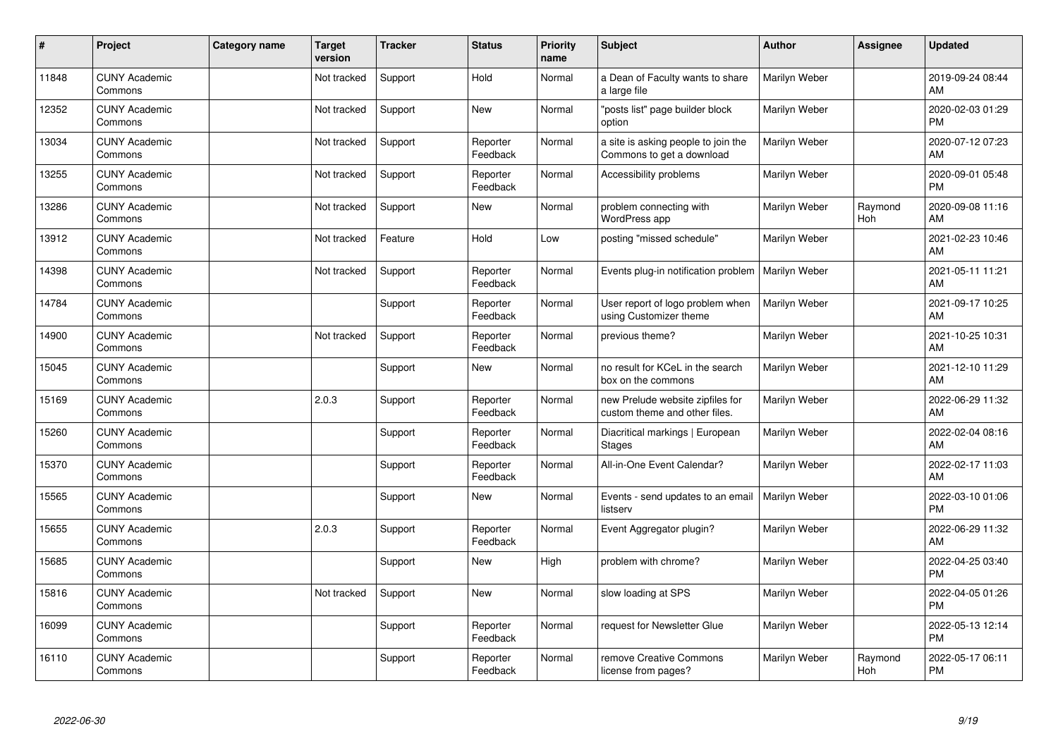| # | Project | Category name | Target version | Tracker | Status | Priority name | Subject | Author | Assignee | Updated |
|---|---|---|---|---|---|---|---|---|---|---|
| 11848 | CUNY Academic Commons | | Not tracked | Support | Hold | Normal | a Dean of Faculty wants to share a large file | Marilyn Weber | | 2019-09-24 08:44 AM |
| 12352 | CUNY Academic Commons | | Not tracked | Support | New | Normal | "posts list" page builder block option | Marilyn Weber | | 2020-02-03 01:29 PM |
| 13034 | CUNY Academic Commons | | Not tracked | Support | Reporter Feedback | Normal | a site is asking people to join the Commons to get a download | Marilyn Weber | | 2020-07-12 07:23 AM |
| 13255 | CUNY Academic Commons | | Not tracked | Support | Reporter Feedback | Normal | Accessibility problems | Marilyn Weber | | 2020-09-01 05:48 PM |
| 13286 | CUNY Academic Commons | | Not tracked | Support | New | Normal | problem connecting with WordPress app | Marilyn Weber | Raymond Hoh | 2020-09-08 11:16 AM |
| 13912 | CUNY Academic Commons | | Not tracked | Feature | Hold | Low | posting "missed schedule" | Marilyn Weber | | 2021-02-23 10:46 AM |
| 14398 | CUNY Academic Commons | | Not tracked | Support | Reporter Feedback | Normal | Events plug-in notification problem | Marilyn Weber | | 2021-05-11 11:21 AM |
| 14784 | CUNY Academic Commons | | | Support | Reporter Feedback | Normal | User report of logo problem when using Customizer theme | Marilyn Weber | | 2021-09-17 10:25 AM |
| 14900 | CUNY Academic Commons | | Not tracked | Support | Reporter Feedback | Normal | previous theme? | Marilyn Weber | | 2021-10-25 10:31 AM |
| 15045 | CUNY Academic Commons | | | Support | New | Normal | no result for KCeL in the search box on the commons | Marilyn Weber | | 2021-12-10 11:29 AM |
| 15169 | CUNY Academic Commons | | 2.0.3 | Support | Reporter Feedback | Normal | new Prelude website zipfiles for custom theme and other files. | Marilyn Weber | | 2022-06-29 11:32 AM |
| 15260 | CUNY Academic Commons | | | Support | Reporter Feedback | Normal | Diacritical markings \| European Stages | Marilyn Weber | | 2022-02-04 08:16 AM |
| 15370 | CUNY Academic Commons | | | Support | Reporter Feedback | Normal | All-in-One Event Calendar? | Marilyn Weber | | 2022-02-17 11:03 AM |
| 15565 | CUNY Academic Commons | | | Support | New | Normal | Events - send updates to an email listserv | Marilyn Weber | | 2022-03-10 01:06 PM |
| 15655 | CUNY Academic Commons | | 2.0.3 | Support | Reporter Feedback | Normal | Event Aggregator plugin? | Marilyn Weber | | 2022-06-29 11:32 AM |
| 15685 | CUNY Academic Commons | | | Support | New | High | problem with chrome? | Marilyn Weber | | 2022-04-25 03:40 PM |
| 15816 | CUNY Academic Commons | | Not tracked | Support | New | Normal | slow loading at SPS | Marilyn Weber | | 2022-04-05 01:26 PM |
| 16099 | CUNY Academic Commons | | | Support | Reporter Feedback | Normal | request for Newsletter Glue | Marilyn Weber | | 2022-05-13 12:14 PM |
| 16110 | CUNY Academic Commons | | | Support | Reporter Feedback | Normal | remove Creative Commons license from pages? | Marilyn Weber | Raymond Hoh | 2022-05-17 06:11 PM |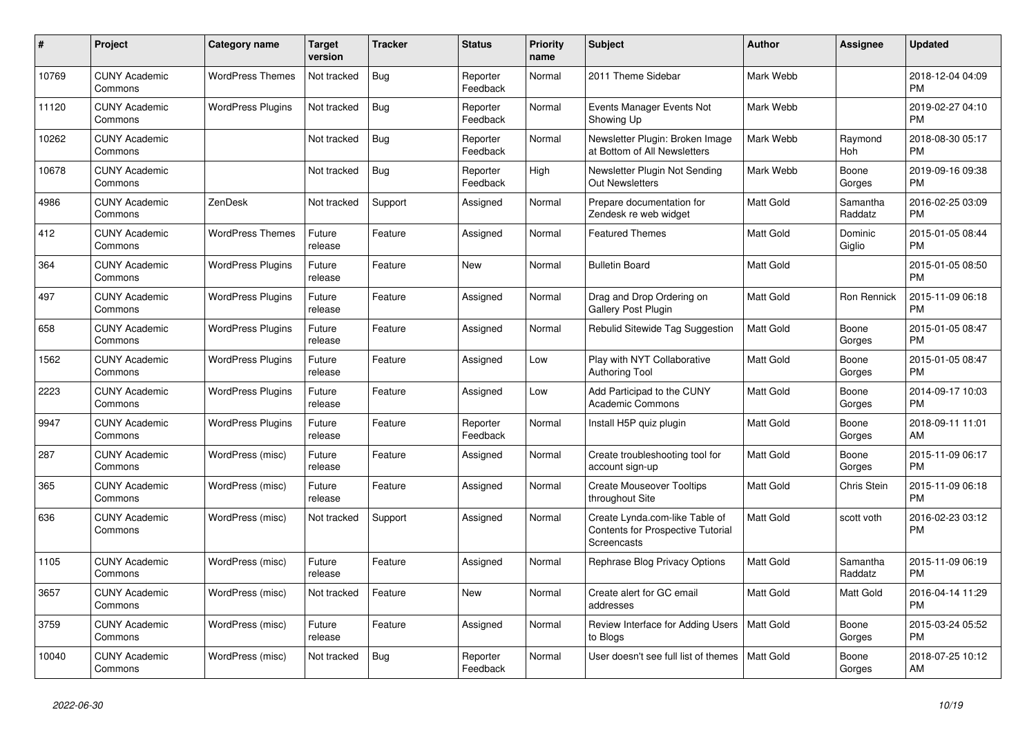| # | Project | Category name | Target version | Tracker | Status | Priority name | Subject | Author | Assignee | Updated |
|---|---|---|---|---|---|---|---|---|---|---|
| 10769 | CUNY Academic Commons | WordPress Themes | Not tracked | Bug | Reporter Feedback | Normal | 2011 Theme Sidebar | Mark Webb | | 2018-12-04 04:09 PM |
| 11120 | CUNY Academic Commons | WordPress Plugins | Not tracked | Bug | Reporter Feedback | Normal | Events Manager Events Not Showing Up | Mark Webb | | 2019-02-27 04:10 PM |
| 10262 | CUNY Academic Commons | | Not tracked | Bug | Reporter Feedback | Normal | Newsletter Plugin: Broken Image at Bottom of All Newsletters | Mark Webb | Raymond Hoh | 2018-08-30 05:17 PM |
| 10678 | CUNY Academic Commons | | Not tracked | Bug | Reporter Feedback | High | Newsletter Plugin Not Sending Out Newsletters | Mark Webb | Boone Gorges | 2019-09-16 09:38 PM |
| 4986 | CUNY Academic Commons | ZenDesk | Not tracked | Support | Assigned | Normal | Prepare documentation for Zendesk re web widget | Matt Gold | Samantha Raddatz | 2016-02-25 03:09 PM |
| 412 | CUNY Academic Commons | WordPress Themes | Future release | Feature | Assigned | Normal | Featured Themes | Matt Gold | Dominic Giglio | 2015-01-05 08:44 PM |
| 364 | CUNY Academic Commons | WordPress Plugins | Future release | Feature | New | Normal | Bulletin Board | Matt Gold | | 2015-01-05 08:50 PM |
| 497 | CUNY Academic Commons | WordPress Plugins | Future release | Feature | Assigned | Normal | Drag and Drop Ordering on Gallery Post Plugin | Matt Gold | Ron Rennick | 2015-11-09 06:18 PM |
| 658 | CUNY Academic Commons | WordPress Plugins | Future release | Feature | Assigned | Normal | Rebulid Sitewide Tag Suggestion | Matt Gold | Boone Gorges | 2015-01-05 08:47 PM |
| 1562 | CUNY Academic Commons | WordPress Plugins | Future release | Feature | Assigned | Low | Play with NYT Collaborative Authoring Tool | Matt Gold | Boone Gorges | 2015-01-05 08:47 PM |
| 2223 | CUNY Academic Commons | WordPress Plugins | Future release | Feature | Assigned | Low | Add Participad to the CUNY Academic Commons | Matt Gold | Boone Gorges | 2014-09-17 10:03 PM |
| 9947 | CUNY Academic Commons | WordPress Plugins | Future release | Feature | Reporter Feedback | Normal | Install H5P quiz plugin | Matt Gold | Boone Gorges | 2018-09-11 11:01 AM |
| 287 | CUNY Academic Commons | WordPress (misc) | Future release | Feature | Assigned | Normal | Create troubleshooting tool for account sign-up | Matt Gold | Boone Gorges | 2015-11-09 06:17 PM |
| 365 | CUNY Academic Commons | WordPress (misc) | Future release | Feature | Assigned | Normal | Create Mouseover Tooltips throughout Site | Matt Gold | Chris Stein | 2015-11-09 06:18 PM |
| 636 | CUNY Academic Commons | WordPress (misc) | Not tracked | Support | Assigned | Normal | Create Lynda.com-like Table of Contents for Prospective Tutorial Screencasts | Matt Gold | scott voth | 2016-02-23 03:12 PM |
| 1105 | CUNY Academic Commons | WordPress (misc) | Future release | Feature | Assigned | Normal | Rephrase Blog Privacy Options | Matt Gold | Samantha Raddatz | 2015-11-09 06:19 PM |
| 3657 | CUNY Academic Commons | WordPress (misc) | Not tracked | Feature | New | Normal | Create alert for GC email addresses | Matt Gold | Matt Gold | 2016-04-14 11:29 PM |
| 3759 | CUNY Academic Commons | WordPress (misc) | Future release | Feature | Assigned | Normal | Review Interface for Adding Users to Blogs | Matt Gold | Boone Gorges | 2015-03-24 05:52 PM |
| 10040 | CUNY Academic Commons | WordPress (misc) | Not tracked | Bug | Reporter Feedback | Normal | User doesn't see full list of themes | Matt Gold | Boone Gorges | 2018-07-25 10:12 AM |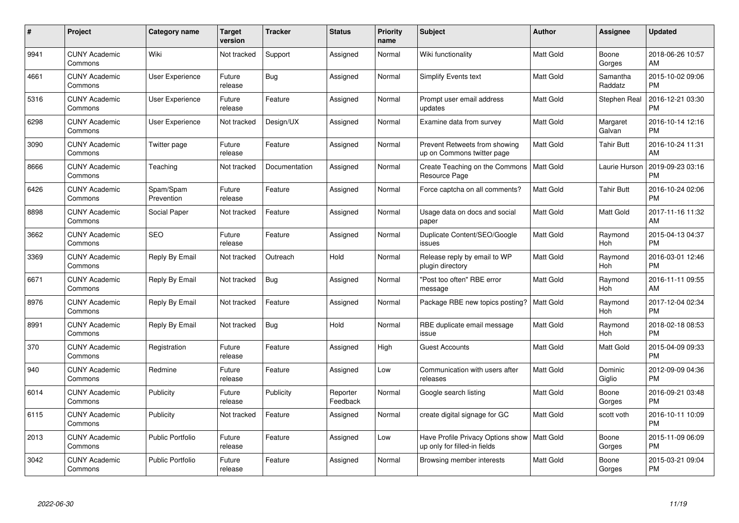| # | Project | Category name | Target version | Tracker | Status | Priority name | Subject | Author | Assignee | Updated |
|---|---|---|---|---|---|---|---|---|---|---|
| 9941 | CUNY Academic Commons | Wiki | Not tracked | Support | Assigned | Normal | Wiki functionality | Matt Gold | Boone Gorges | 2018-06-26 10:57 AM |
| 4661 | CUNY Academic Commons | User Experience | Future release | Bug | Assigned | Normal | Simplify Events text | Matt Gold | Samantha Raddatz | 2015-10-02 09:06 PM |
| 5316 | CUNY Academic Commons | User Experience | Future release | Feature | Assigned | Normal | Prompt user email address updates | Matt Gold | Stephen Real | 2016-12-21 03:30 PM |
| 6298 | CUNY Academic Commons | User Experience | Not tracked | Design/UX | Assigned | Normal | Examine data from survey | Matt Gold | Margaret Galvan | 2016-10-14 12:16 PM |
| 3090 | CUNY Academic Commons | Twitter page | Future release | Feature | Assigned | Normal | Prevent Retweets from showing up on Commons twitter page | Matt Gold | Tahir Butt | 2016-10-24 11:31 AM |
| 8666 | CUNY Academic Commons | Teaching | Not tracked | Documentation | Assigned | Normal | Create Teaching on the Commons Resource Page | Matt Gold | Laurie Hurson | 2019-09-23 03:16 PM |
| 6426 | CUNY Academic Commons | Spam/Spam Prevention | Future release | Feature | Assigned | Normal | Force captcha on all comments? | Matt Gold | Tahir Butt | 2016-10-24 02:06 PM |
| 8898 | CUNY Academic Commons | Social Paper | Not tracked | Feature | Assigned | Normal | Usage data on docs and social paper | Matt Gold | Matt Gold | 2017-11-16 11:32 AM |
| 3662 | CUNY Academic Commons | SEO | Future release | Feature | Assigned | Normal | Duplicate Content/SEO/Google issues | Matt Gold | Raymond Hoh | 2015-04-13 04:37 PM |
| 3369 | CUNY Academic Commons | Reply By Email | Not tracked | Outreach | Hold | Normal | Release reply by email to WP plugin directory | Matt Gold | Raymond Hoh | 2016-03-01 12:46 PM |
| 6671 | CUNY Academic Commons | Reply By Email | Not tracked | Bug | Assigned | Normal | "Post too often" RBE error message | Matt Gold | Raymond Hoh | 2016-11-11 09:55 AM |
| 8976 | CUNY Academic Commons | Reply By Email | Not tracked | Feature | Assigned | Normal | Package RBE new topics posting? | Matt Gold | Raymond Hoh | 2017-12-04 02:34 PM |
| 8991 | CUNY Academic Commons | Reply By Email | Not tracked | Bug | Hold | Normal | RBE duplicate email message issue | Matt Gold | Raymond Hoh | 2018-02-18 08:53 PM |
| 370 | CUNY Academic Commons | Registration | Future release | Feature | Assigned | High | Guest Accounts | Matt Gold | Matt Gold | 2015-04-09 09:33 PM |
| 940 | CUNY Academic Commons | Redmine | Future release | Feature | Assigned | Low | Communication with users after releases | Matt Gold | Dominic Giglio | 2012-09-09 04:36 PM |
| 6014 | CUNY Academic Commons | Publicity | Future release | Publicity | Reporter Feedback | Normal | Google search listing | Matt Gold | Boone Gorges | 2016-09-21 03:48 PM |
| 6115 | CUNY Academic Commons | Publicity | Not tracked | Feature | Assigned | Normal | create digital signage for GC | Matt Gold | scott voth | 2016-10-11 10:09 PM |
| 2013 | CUNY Academic Commons | Public Portfolio | Future release | Feature | Assigned | Low | Have Profile Privacy Options show up only for filled-in fields | Matt Gold | Boone Gorges | 2015-11-09 06:09 PM |
| 3042 | CUNY Academic Commons | Public Portfolio | Future release | Feature | Assigned | Normal | Browsing member interests | Matt Gold | Boone Gorges | 2015-03-21 09:04 PM |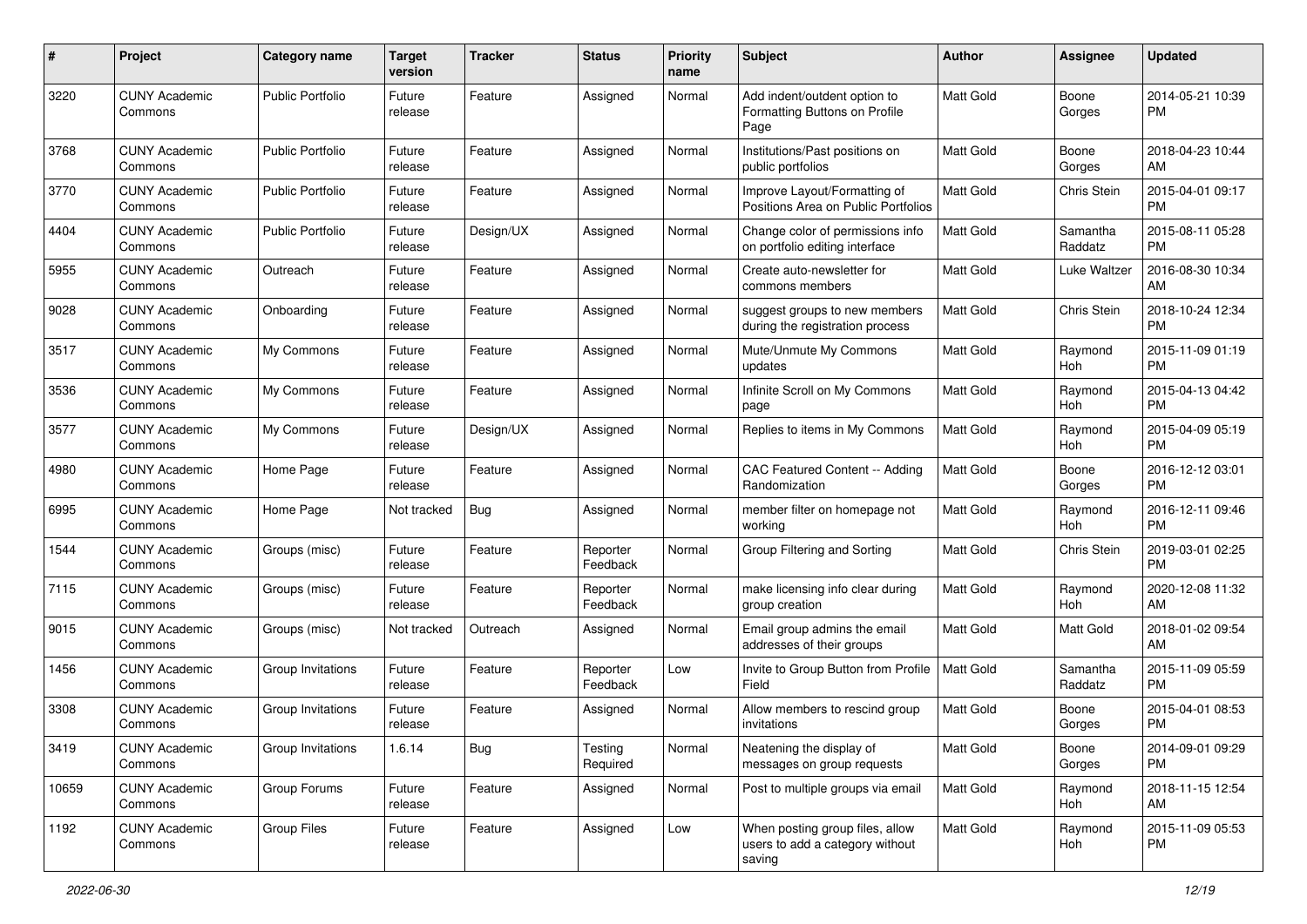| # | Project | Category name | Target version | Tracker | Status | Priority name | Subject | Author | Assignee | Updated |
|---|---|---|---|---|---|---|---|---|---|---|
| 3220 | CUNY Academic Commons | Public Portfolio | Future release | Feature | Assigned | Normal | Add indent/outdent option to Formatting Buttons on Profile Page | Matt Gold | Boone Gorges | 2014-05-21 10:39 PM |
| 3768 | CUNY Academic Commons | Public Portfolio | Future release | Feature | Assigned | Normal | Institutions/Past positions on public portfolios | Matt Gold | Boone Gorges | 2018-04-23 10:44 AM |
| 3770 | CUNY Academic Commons | Public Portfolio | Future release | Feature | Assigned | Normal | Improve Layout/Formatting of Positions Area on Public Portfolios | Matt Gold | Chris Stein | 2015-04-01 09:17 PM |
| 4404 | CUNY Academic Commons | Public Portfolio | Future release | Design/UX | Assigned | Normal | Change color of permissions info on portfolio editing interface | Matt Gold | Samantha Raddatz | 2015-08-11 05:28 PM |
| 5955 | CUNY Academic Commons | Outreach | Future release | Feature | Assigned | Normal | Create auto-newsletter for commons members | Matt Gold | Luke Waltzer | 2016-08-30 10:34 AM |
| 9028 | CUNY Academic Commons | Onboarding | Future release | Feature | Assigned | Normal | suggest groups to new members during the registration process | Matt Gold | Chris Stein | 2018-10-24 12:34 PM |
| 3517 | CUNY Academic Commons | My Commons | Future release | Feature | Assigned | Normal | Mute/Unmute My Commons updates | Matt Gold | Raymond Hoh | 2015-11-09 01:19 PM |
| 3536 | CUNY Academic Commons | My Commons | Future release | Feature | Assigned | Normal | Infinite Scroll on My Commons page | Matt Gold | Raymond Hoh | 2015-04-13 04:42 PM |
| 3577 | CUNY Academic Commons | My Commons | Future release | Design/UX | Assigned | Normal | Replies to items in My Commons | Matt Gold | Raymond Hoh | 2015-04-09 05:19 PM |
| 4980 | CUNY Academic Commons | Home Page | Future release | Feature | Assigned | Normal | CAC Featured Content -- Adding Randomization | Matt Gold | Boone Gorges | 2016-12-12 03:01 PM |
| 6995 | CUNY Academic Commons | Home Page | Not tracked | Bug | Assigned | Normal | member filter on homepage not working | Matt Gold | Raymond Hoh | 2016-12-11 09:46 PM |
| 1544 | CUNY Academic Commons | Groups (misc) | Future release | Feature | Reporter Feedback | Normal | Group Filtering and Sorting | Matt Gold | Chris Stein | 2019-03-01 02:25 PM |
| 7115 | CUNY Academic Commons | Groups (misc) | Future release | Feature | Reporter Feedback | Normal | make licensing info clear during group creation | Matt Gold | Raymond Hoh | 2020-12-08 11:32 AM |
| 9015 | CUNY Academic Commons | Groups (misc) | Not tracked | Outreach | Assigned | Normal | Email group admins the email addresses of their groups | Matt Gold | Matt Gold | 2018-01-02 09:54 AM |
| 1456 | CUNY Academic Commons | Group Invitations | Future release | Feature | Reporter Feedback | Low | Invite to Group Button from Profile Field | Matt Gold | Samantha Raddatz | 2015-11-09 05:59 PM |
| 3308 | CUNY Academic Commons | Group Invitations | Future release | Feature | Assigned | Normal | Allow members to rescind group invitations | Matt Gold | Boone Gorges | 2015-04-01 08:53 PM |
| 3419 | CUNY Academic Commons | Group Invitations | 1.6.14 | Bug | Testing Required | Normal | Neatening the display of messages on group requests | Matt Gold | Boone Gorges | 2014-09-01 09:29 PM |
| 10659 | CUNY Academic Commons | Group Forums | Future release | Feature | Assigned | Normal | Post to multiple groups via email | Matt Gold | Raymond Hoh | 2018-11-15 12:54 AM |
| 1192 | CUNY Academic Commons | Group Files | Future release | Feature | Assigned | Low | When posting group files, allow users to add a category without saving | Matt Gold | Raymond Hoh | 2015-11-09 05:53 PM |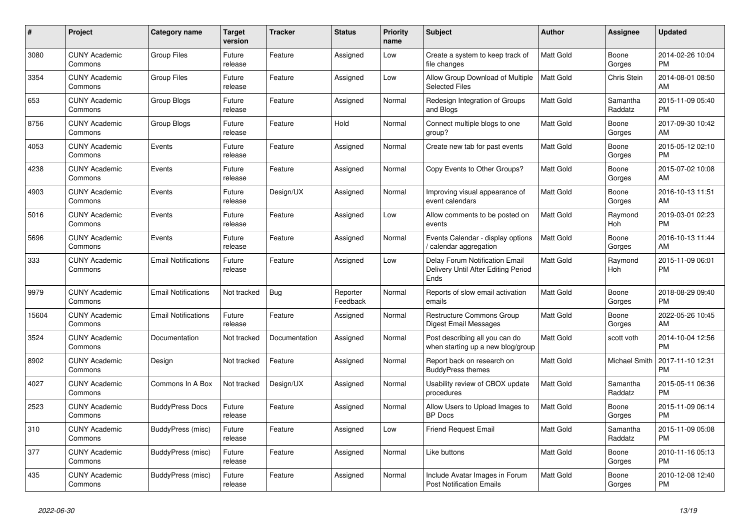| # | Project | Category name | Target version | Tracker | Status | Priority name | Subject | Author | Assignee | Updated |
|---|---|---|---|---|---|---|---|---|---|---|
| 3080 | CUNY Academic Commons | Group Files | Future release | Feature | Assigned | Low | Create a system to keep track of file changes | Matt Gold | Boone Gorges | 2014-02-26 10:04 PM |
| 3354 | CUNY Academic Commons | Group Files | Future release | Feature | Assigned | Low | Allow Group Download of Multiple Selected Files | Matt Gold | Chris Stein | 2014-08-01 08:50 AM |
| 653 | CUNY Academic Commons | Group Blogs | Future release | Feature | Assigned | Normal | Redesign Integration of Groups and Blogs | Matt Gold | Samantha Raddatz | 2015-11-09 05:40 PM |
| 8756 | CUNY Academic Commons | Group Blogs | Future release | Feature | Hold | Normal | Connect multiple blogs to one group? | Matt Gold | Boone Gorges | 2017-09-30 10:42 AM |
| 4053 | CUNY Academic Commons | Events | Future release | Feature | Assigned | Normal | Create new tab for past events | Matt Gold | Boone Gorges | 2015-05-12 02:10 PM |
| 4238 | CUNY Academic Commons | Events | Future release | Feature | Assigned | Normal | Copy Events to Other Groups? | Matt Gold | Boone Gorges | 2015-07-02 10:08 AM |
| 4903 | CUNY Academic Commons | Events | Future release | Design/UX | Assigned | Normal | Improving visual appearance of event calendars | Matt Gold | Boone Gorges | 2016-10-13 11:51 AM |
| 5016 | CUNY Academic Commons | Events | Future release | Feature | Assigned | Low | Allow comments to be posted on events | Matt Gold | Raymond Hoh | 2019-03-01 02:23 PM |
| 5696 | CUNY Academic Commons | Events | Future release | Feature | Assigned | Normal | Events Calendar - display options / calendar aggregation | Matt Gold | Boone Gorges | 2016-10-13 11:44 AM |
| 333 | CUNY Academic Commons | Email Notifications | Future release | Feature | Assigned | Low | Delay Forum Notification Email Delivery Until After Editing Period Ends | Matt Gold | Raymond Hoh | 2015-11-09 06:01 PM |
| 9979 | CUNY Academic Commons | Email Notifications | Not tracked | Bug | Reporter Feedback | Normal | Reports of slow email activation emails | Matt Gold | Boone Gorges | 2018-08-29 09:40 PM |
| 15604 | CUNY Academic Commons | Email Notifications | Future release | Feature | Assigned | Normal | Restructure Commons Group Digest Email Messages | Matt Gold | Boone Gorges | 2022-05-26 10:45 AM |
| 3524 | CUNY Academic Commons | Documentation | Not tracked | Documentation | Assigned | Normal | Post describing all you can do when starting up a new blog/group | Matt Gold | scott voth | 2014-10-04 12:56 PM |
| 8902 | CUNY Academic Commons | Design | Not tracked | Feature | Assigned | Normal | Report back on research on BuddyPress themes | Matt Gold | Michael Smith | 2017-11-10 12:31 PM |
| 4027 | CUNY Academic Commons | Commons In A Box | Not tracked | Design/UX | Assigned | Normal | Usability review of CBOX update procedures | Matt Gold | Samantha Raddatz | 2015-05-11 06:36 PM |
| 2523 | CUNY Academic Commons | BuddyPress Docs | Future release | Feature | Assigned | Normal | Allow Users to Upload Images to BP Docs | Matt Gold | Boone Gorges | 2015-11-09 06:14 PM |
| 310 | CUNY Academic Commons | BuddyPress (misc) | Future release | Feature | Assigned | Low | Friend Request Email | Matt Gold | Samantha Raddatz | 2015-11-09 05:08 PM |
| 377 | CUNY Academic Commons | BuddyPress (misc) | Future release | Feature | Assigned | Normal | Like buttons | Matt Gold | Boone Gorges | 2010-11-16 05:13 PM |
| 435 | CUNY Academic Commons | BuddyPress (misc) | Future release | Feature | Assigned | Normal | Include Avatar Images in Forum Post Notification Emails | Matt Gold | Boone Gorges | 2010-12-08 12:40 PM |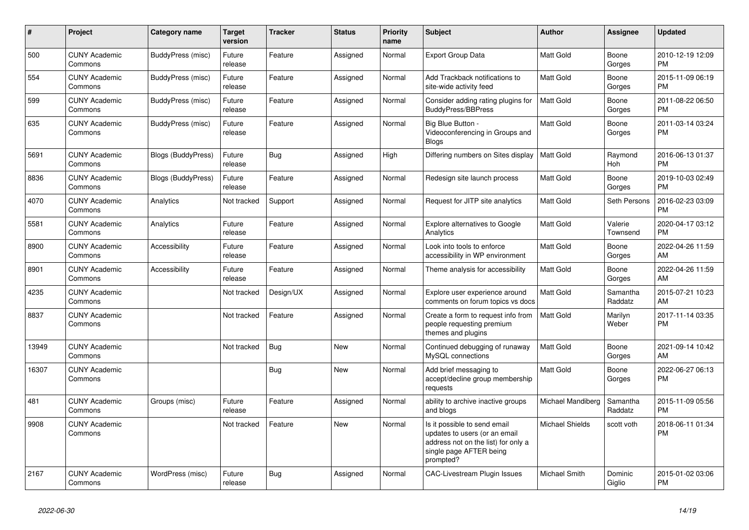| # | Project | Category name | Target version | Tracker | Status | Priority name | Subject | Author | Assignee | Updated |
|---|---|---|---|---|---|---|---|---|---|---|
| 500 | CUNY Academic Commons | BuddyPress (misc) | Future release | Feature | Assigned | Normal | Export Group Data | Matt Gold | Boone Gorges | 2010-12-19 12:09 PM |
| 554 | CUNY Academic Commons | BuddyPress (misc) | Future release | Feature | Assigned | Normal | Add Trackback notifications to site-wide activity feed | Matt Gold | Boone Gorges | 2015-11-09 06:19 PM |
| 599 | CUNY Academic Commons | BuddyPress (misc) | Future release | Feature | Assigned | Normal | Consider adding rating plugins for BuddyPress/BBPress | Matt Gold | Boone Gorges | 2011-08-22 06:50 PM |
| 635 | CUNY Academic Commons | BuddyPress (misc) | Future release | Feature | Assigned | Normal | Big Blue Button - Videoconferencing in Groups and Blogs | Matt Gold | Boone Gorges | 2011-03-14 03:24 PM |
| 5691 | CUNY Academic Commons | Blogs (BuddyPress) | Future release | Bug | Assigned | High | Differing numbers on Sites display | Matt Gold | Raymond Hoh | 2016-06-13 01:37 PM |
| 8836 | CUNY Academic Commons | Blogs (BuddyPress) | Future release | Feature | Assigned | Normal | Redesign site launch process | Matt Gold | Boone Gorges | 2019-10-03 02:49 PM |
| 4070 | CUNY Academic Commons | Analytics | Not tracked | Support | Assigned | Normal | Request for JITP site analytics | Matt Gold | Seth Persons | 2016-02-23 03:09 PM |
| 5581 | CUNY Academic Commons | Analytics | Future release | Feature | Assigned | Normal | Explore alternatives to Google Analytics | Matt Gold | Valerie Townsend | 2020-04-17 03:12 PM |
| 8900 | CUNY Academic Commons | Accessibility | Future release | Feature | Assigned | Normal | Look into tools to enforce accessibility in WP environment | Matt Gold | Boone Gorges | 2022-04-26 11:59 AM |
| 8901 | CUNY Academic Commons | Accessibility | Future release | Feature | Assigned | Normal | Theme analysis for accessibility | Matt Gold | Boone Gorges | 2022-04-26 11:59 AM |
| 4235 | CUNY Academic Commons | | Not tracked | Design/UX | Assigned | Normal | Explore user experience around comments on forum topics vs docs | Matt Gold | Samantha Raddatz | 2015-07-21 10:23 AM |
| 8837 | CUNY Academic Commons | | Not tracked | Feature | Assigned | Normal | Create a form to request info from people requesting premium themes and plugins | Matt Gold | Marilyn Weber | 2017-11-14 03:35 PM |
| 13949 | CUNY Academic Commons | | Not tracked | Bug | New | Normal | Continued debugging of runaway MySQL connections | Matt Gold | Boone Gorges | 2021-09-14 10:42 AM |
| 16307 | CUNY Academic Commons | | | Bug | New | Normal | Add brief messaging to accept/decline group membership requests | Matt Gold | Boone Gorges | 2022-06-27 06:13 PM |
| 481 | CUNY Academic Commons | Groups (misc) | Future release | Feature | Assigned | Normal | ability to archive inactive groups and blogs | Michael Mandiberg | Samantha Raddatz | 2015-11-09 05:56 PM |
| 9908 | CUNY Academic Commons | | Not tracked | Feature | New | Normal | Is it possible to send email updates to users (or an email address not on the list) for only a single page AFTER being prompted? | Michael Shields | scott voth | 2018-06-11 01:34 PM |
| 2167 | CUNY Academic Commons | WordPress (misc) | Future release | Bug | Assigned | Normal | CAC-Livestream Plugin Issues | Michael Smith | Dominic Giglio | 2015-01-02 03:06 PM |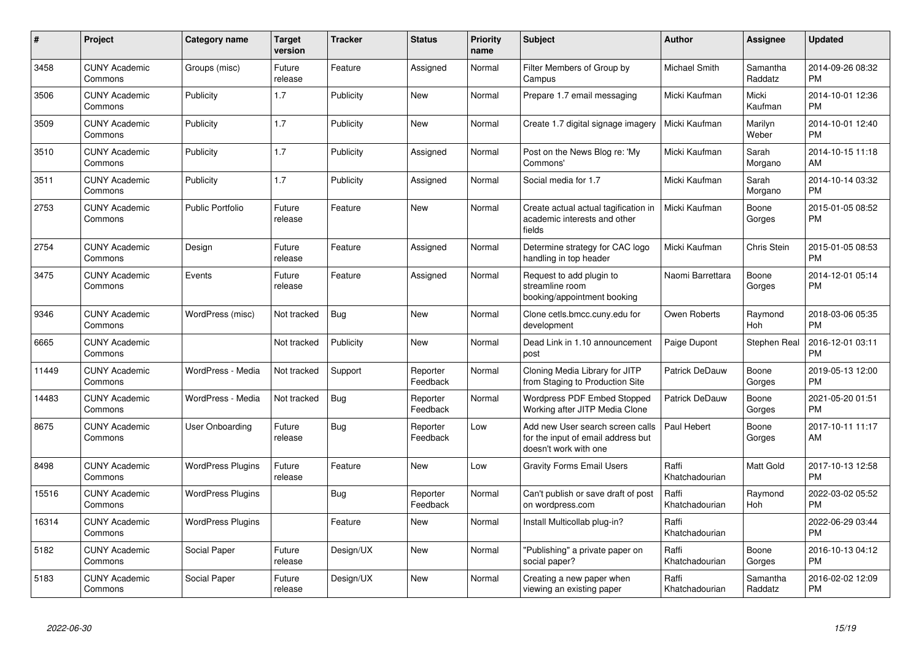| # | Project | Category name | Target version | Tracker | Status | Priority name | Subject | Author | Assignee | Updated |
|---|---|---|---|---|---|---|---|---|---|---|
| 3458 | CUNY Academic Commons | Groups (misc) | Future release | Feature | Assigned | Normal | Filter Members of Group by Campus | Michael Smith | Samantha Raddatz | 2014-09-26 08:32 PM |
| 3506 | CUNY Academic Commons | Publicity | 1.7 | Publicity | New | Normal | Prepare 1.7 email messaging | Micki Kaufman | Micki Kaufman | 2014-10-01 12:36 PM |
| 3509 | CUNY Academic Commons | Publicity | 1.7 | Publicity | New | Normal | Create 1.7 digital signage imagery | Micki Kaufman | Marilyn Weber | 2014-10-01 12:40 PM |
| 3510 | CUNY Academic Commons | Publicity | 1.7 | Publicity | Assigned | Normal | Post on the News Blog re: 'My Commons' | Micki Kaufman | Sarah Morgano | 2014-10-15 11:18 AM |
| 3511 | CUNY Academic Commons | Publicity | 1.7 | Publicity | Assigned | Normal | Social media for 1.7 | Micki Kaufman | Sarah Morgano | 2014-10-14 03:32 PM |
| 2753 | CUNY Academic Commons | Public Portfolio | Future release | Feature | New | Normal | Create actual actual tagification in academic interests and other fields | Micki Kaufman | Boone Gorges | 2015-01-05 08:52 PM |
| 2754 | CUNY Academic Commons | Design | Future release | Feature | Assigned | Normal | Determine strategy for CAC logo handling in top header | Micki Kaufman | Chris Stein | 2015-01-05 08:53 PM |
| 3475 | CUNY Academic Commons | Events | Future release | Feature | Assigned | Normal | Request to add plugin to streamline room booking/appointment booking | Naomi Barrettara | Boone Gorges | 2014-12-01 05:14 PM |
| 9346 | CUNY Academic Commons | WordPress (misc) | Not tracked | Bug | New | Normal | Clone cetls.bmcc.cuny.edu for development | Owen Roberts | Raymond Hoh | 2018-03-06 05:35 PM |
| 6665 | CUNY Academic Commons | | Not tracked | Publicity | New | Normal | Dead Link in 1.10 announcement post | Paige Dupont | Stephen Real | 2016-12-01 03:11 PM |
| 11449 | CUNY Academic Commons | WordPress - Media | Not tracked | Support | Reporter Feedback | Normal | Cloning Media Library for JITP from Staging to Production Site | Patrick DeDauw | Boone Gorges | 2019-05-13 12:00 PM |
| 14483 | CUNY Academic Commons | WordPress - Media | Not tracked | Bug | Reporter Feedback | Normal | Wordpress PDF Embed Stopped Working after JITP Media Clone | Patrick DeDauw | Boone Gorges | 2021-05-20 01:51 PM |
| 8675 | CUNY Academic Commons | User Onboarding | Future release | Bug | Reporter Feedback | Low | Add new User search screen calls for the input of email address but doesn't work with one | Paul Hebert | Boone Gorges | 2017-10-11 11:17 AM |
| 8498 | CUNY Academic Commons | WordPress Plugins | Future release | Feature | New | Low | Gravity Forms Email Users | Raffi Khatchadourian | Matt Gold | 2017-10-13 12:58 PM |
| 15516 | CUNY Academic Commons | WordPress Plugins | | Bug | Reporter Feedback | Normal | Can't publish or save draft of post on wordpress.com | Raffi Khatchadourian | Raymond Hoh | 2022-03-02 05:52 PM |
| 16314 | CUNY Academic Commons | WordPress Plugins | | Feature | New | Normal | Install Multicollab plug-in? | Raffi Khatchadourian | | 2022-06-29 03:44 PM |
| 5182 | CUNY Academic Commons | Social Paper | Future release | Design/UX | New | Normal | "Publishing" a private paper on social paper? | Raffi Khatchadourian | Boone Gorges | 2016-10-13 04:12 PM |
| 5183 | CUNY Academic Commons | Social Paper | Future release | Design/UX | New | Normal | Creating a new paper when viewing an existing paper | Raffi Khatchadourian | Samantha Raddatz | 2016-02-02 12:09 PM |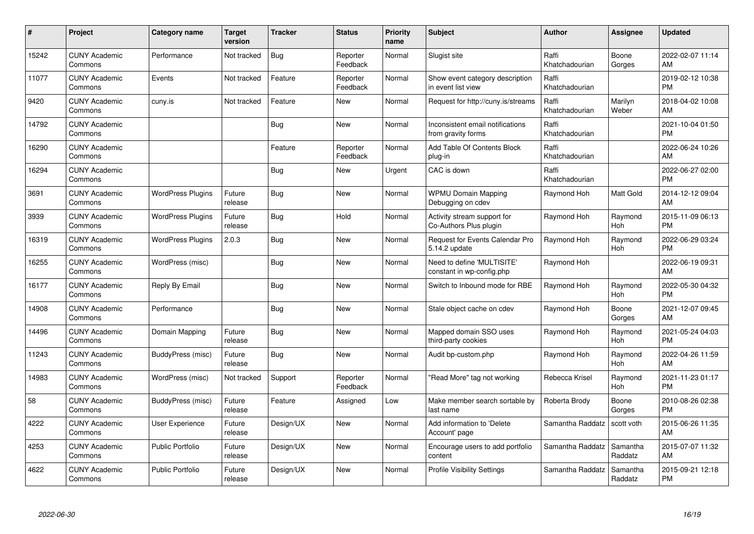| # | Project | Category name | Target version | Tracker | Status | Priority name | Subject | Author | Assignee | Updated |
|---|---|---|---|---|---|---|---|---|---|---|
| 15242 | CUNY Academic Commons | Performance | Not tracked | Bug | Reporter Feedback | Normal | Slugist site | Raffi Khatchadourian | Boone Gorges | 2022-02-07 11:14 AM |
| 11077 | CUNY Academic Commons | Events | Not tracked | Feature | Reporter Feedback | Normal | Show event category description in event list view | Raffi Khatchadourian | | 2019-02-12 10:38 PM |
| 9420 | CUNY Academic Commons | cuny.is | Not tracked | Feature | New | Normal | Request for http://cuny.is/streams | Raffi Khatchadourian | Marilyn Weber | 2018-04-02 10:08 AM |
| 14792 | CUNY Academic Commons | | | Bug | New | Normal | Inconsistent email notifications from gravity forms | Raffi Khatchadourian | | 2021-10-04 01:50 PM |
| 16290 | CUNY Academic Commons | | | Feature | Reporter Feedback | Normal | Add Table Of Contents Block plug-in | Raffi Khatchadourian | | 2022-06-24 10:26 AM |
| 16294 | CUNY Academic Commons | | | Bug | New | Urgent | CAC is down | Raffi Khatchadourian | | 2022-06-27 02:00 PM |
| 3691 | CUNY Academic Commons | WordPress Plugins | Future release | Bug | New | Normal | WPMU Domain Mapping Debugging on cdev | Raymond Hoh | Matt Gold | 2014-12-12 09:04 AM |
| 3939 | CUNY Academic Commons | WordPress Plugins | Future release | Bug | Hold | Normal | Activity stream support for Co-Authors Plus plugin | Raymond Hoh | Raymond Hoh | 2015-11-09 06:13 PM |
| 16319 | CUNY Academic Commons | WordPress Plugins | 2.0.3 | Bug | New | Normal | Request for Events Calendar Pro 5.14.2 update | Raymond Hoh | Raymond Hoh | 2022-06-29 03:24 PM |
| 16255 | CUNY Academic Commons | WordPress (misc) | | Bug | New | Normal | Need to define 'MULTISITE' constant in wp-config.php | Raymond Hoh | | 2022-06-19 09:31 AM |
| 16177 | CUNY Academic Commons | Reply By Email | | Bug | New | Normal | Switch to Inbound mode for RBE | Raymond Hoh | Raymond Hoh | 2022-05-30 04:32 PM |
| 14908 | CUNY Academic Commons | Performance | | Bug | New | Normal | Stale object cache on cdev | Raymond Hoh | Boone Gorges | 2021-12-07 09:45 AM |
| 14496 | CUNY Academic Commons | Domain Mapping | Future release | Bug | New | Normal | Mapped domain SSO uses third-party cookies | Raymond Hoh | Raymond Hoh | 2021-05-24 04:03 PM |
| 11243 | CUNY Academic Commons | BuddyPress (misc) | Future release | Bug | New | Normal | Audit bp-custom.php | Raymond Hoh | Raymond Hoh | 2022-04-26 11:59 AM |
| 14983 | CUNY Academic Commons | WordPress (misc) | Not tracked | Support | Reporter Feedback | Normal | "Read More" tag not working | Rebecca Krisel | Raymond Hoh | 2021-11-23 01:17 PM |
| 58 | CUNY Academic Commons | BuddyPress (misc) | Future release | Feature | Assigned | Low | Make member search sortable by last name | Roberta Brody | Boone Gorges | 2010-08-26 02:38 PM |
| 4222 | CUNY Academic Commons | User Experience | Future release | Design/UX | New | Normal | Add information to 'Delete Account' page | Samantha Raddatz | scott voth | 2015-06-26 11:35 AM |
| 4253 | CUNY Academic Commons | Public Portfolio | Future release | Design/UX | New | Normal | Encourage users to add portfolio content | Samantha Raddatz | Samantha Raddatz | 2015-07-07 11:32 AM |
| 4622 | CUNY Academic Commons | Public Portfolio | Future release | Design/UX | New | Normal | Profile Visibility Settings | Samantha Raddatz | Samantha Raddatz | 2015-09-21 12:18 PM |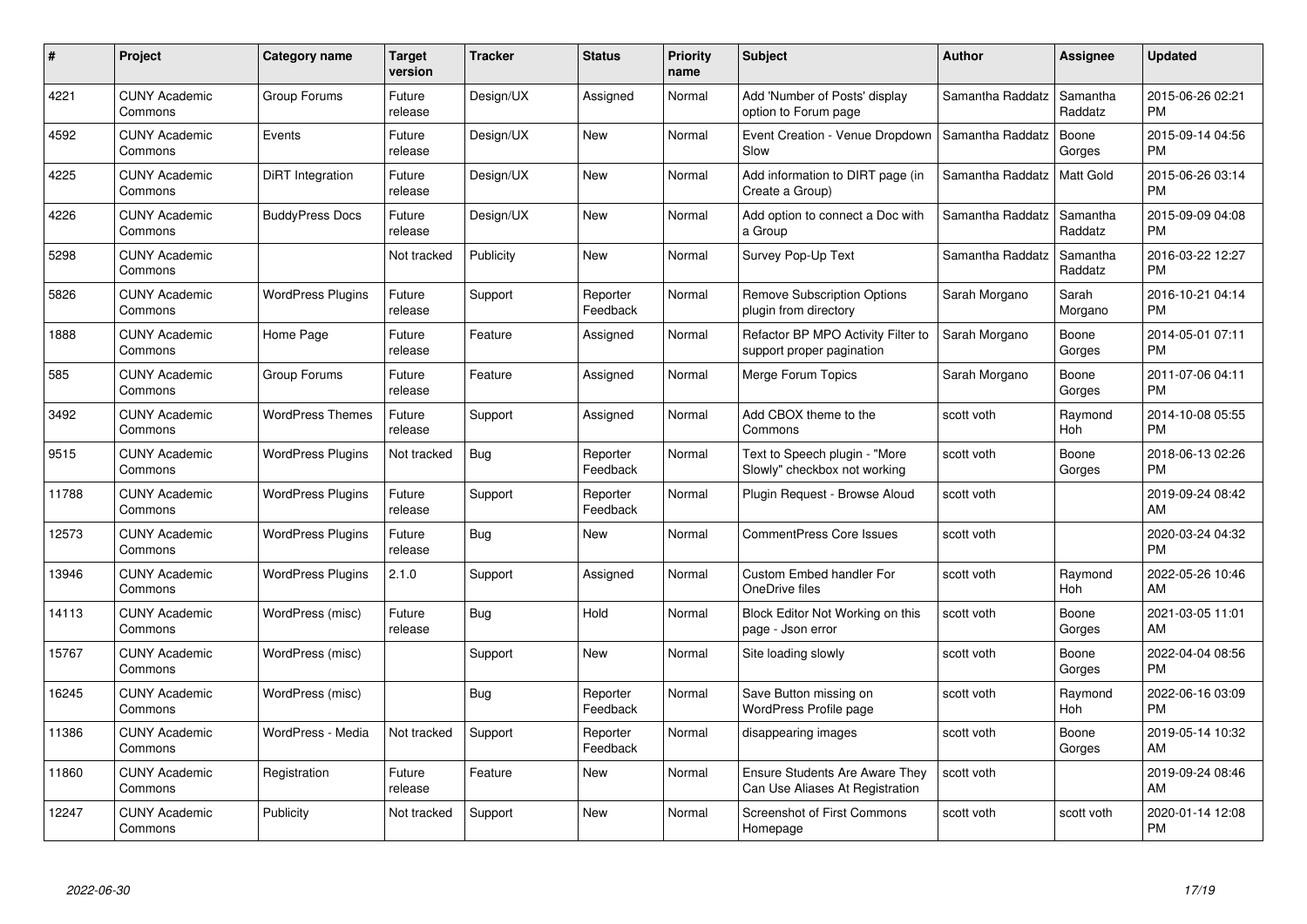| # | Project | Category name | Target version | Tracker | Status | Priority name | Subject | Author | Assignee | Updated |
|---|---|---|---|---|---|---|---|---|---|---|
| 4221 | CUNY Academic Commons | Group Forums | Future release | Design/UX | Assigned | Normal | Add 'Number of Posts' display option to Forum page | Samantha Raddatz | Samantha Raddatz | 2015-06-26 02:21 PM |
| 4592 | CUNY Academic Commons | Events | Future release | Design/UX | New | Normal | Event Creation - Venue Dropdown Slow | Samantha Raddatz | Boone Gorges | 2015-09-14 04:56 PM |
| 4225 | CUNY Academic Commons | DiRT Integration | Future release | Design/UX | New | Normal | Add information to DIRT page (in Create a Group) | Samantha Raddatz | Matt Gold | 2015-06-26 03:14 PM |
| 4226 | CUNY Academic Commons | BuddyPress Docs | Future release | Design/UX | New | Normal | Add option to connect a Doc with a Group | Samantha Raddatz | Samantha Raddatz | 2015-09-09 04:08 PM |
| 5298 | CUNY Academic Commons | | Not tracked | Publicity | New | Normal | Survey Pop-Up Text | Samantha Raddatz | Samantha Raddatz | 2016-03-22 12:27 PM |
| 5826 | CUNY Academic Commons | WordPress Plugins | Future release | Support | Reporter Feedback | Normal | Remove Subscription Options plugin from directory | Sarah Morgano | Sarah Morgano | 2016-10-21 04:14 PM |
| 1888 | CUNY Academic Commons | Home Page | Future release | Feature | Assigned | Normal | Refactor BP MPO Activity Filter to support proper pagination | Sarah Morgano | Boone Gorges | 2014-05-01 07:11 PM |
| 585 | CUNY Academic Commons | Group Forums | Future release | Feature | Assigned | Normal | Merge Forum Topics | Sarah Morgano | Boone Gorges | 2011-07-06 04:11 PM |
| 3492 | CUNY Academic Commons | WordPress Themes | Future release | Support | Assigned | Normal | Add CBOX theme to the Commons | scott voth | Raymond Hoh | 2014-10-08 05:55 PM |
| 9515 | CUNY Academic Commons | WordPress Plugins | Not tracked | Bug | Reporter Feedback | Normal | Text to Speech plugin - "More Slowly" checkbox not working | scott voth | Boone Gorges | 2018-06-13 02:26 PM |
| 11788 | CUNY Academic Commons | WordPress Plugins | Future release | Support | Reporter Feedback | Normal | Plugin Request - Browse Aloud | scott voth | | 2019-09-24 08:42 AM |
| 12573 | CUNY Academic Commons | WordPress Plugins | Future release | Bug | New | Normal | CommentPress Core Issues | scott voth | | 2020-03-24 04:32 PM |
| 13946 | CUNY Academic Commons | WordPress Plugins | 2.1.0 | Support | Assigned | Normal | Custom Embed handler For OneDrive files | scott voth | Raymond Hoh | 2022-05-26 10:46 AM |
| 14113 | CUNY Academic Commons | WordPress (misc) | Future release | Bug | Hold | Normal | Block Editor Not Working on this page - Json error | scott voth | Boone Gorges | 2021-03-05 11:01 AM |
| 15767 | CUNY Academic Commons | WordPress (misc) | | Support | New | Normal | Site loading slowly | scott voth | Boone Gorges | 2022-04-04 08:56 PM |
| 16245 | CUNY Academic Commons | WordPress (misc) | | Bug | Reporter Feedback | Normal | Save Button missing on WordPress Profile page | scott voth | Raymond Hoh | 2022-06-16 03:09 PM |
| 11386 | CUNY Academic Commons | WordPress - Media | Not tracked | Support | Reporter Feedback | Normal | disappearing images | scott voth | Boone Gorges | 2019-05-14 10:32 AM |
| 11860 | CUNY Academic Commons | Registration | Future release | Feature | New | Normal | Ensure Students Are Aware They Can Use Aliases At Registration | scott voth | | 2019-09-24 08:46 AM |
| 12247 | CUNY Academic Commons | Publicity | Not tracked | Support | New | Normal | Screenshot of First Commons Homepage | scott voth | scott voth | 2020-01-14 12:08 PM |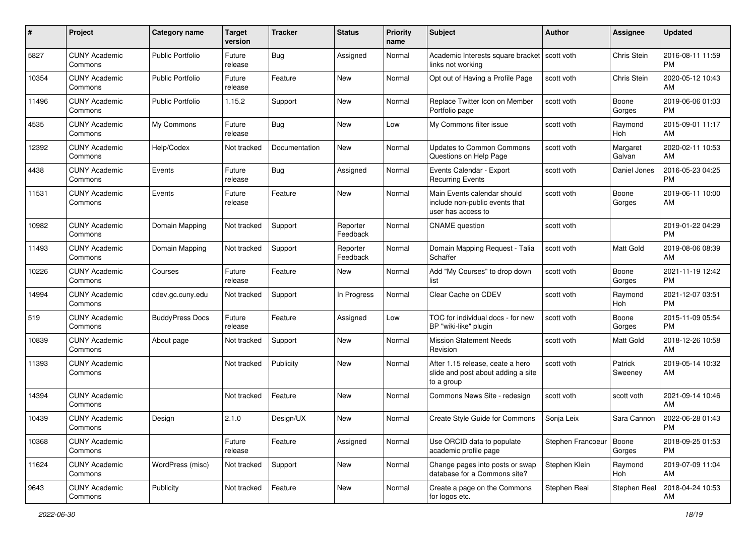| # | Project | Category name | Target version | Tracker | Status | Priority name | Subject | Author | Assignee | Updated |
|---|---|---|---|---|---|---|---|---|---|---|
| 5827 | CUNY Academic Commons | Public Portfolio | Future release | Bug | Assigned | Normal | Academic Interests square bracket links not working | scott voth | Chris Stein | 2016-08-11 11:59 PM |
| 10354 | CUNY Academic Commons | Public Portfolio | Future release | Feature | New | Normal | Opt out of Having a Profile Page | scott voth | Chris Stein | 2020-05-12 10:43 AM |
| 11496 | CUNY Academic Commons | Public Portfolio | 1.15.2 | Support | New | Normal | Replace Twitter Icon on Member Portfolio page | scott voth | Boone Gorges | 2019-06-06 01:03 PM |
| 4535 | CUNY Academic Commons | My Commons | Future release | Bug | New | Low | My Commons filter issue | scott voth | Raymond Hoh | 2015-09-01 11:17 AM |
| 12392 | CUNY Academic Commons | Help/Codex | Not tracked | Documentation | New | Normal | Updates to Common Commons Questions on Help Page | scott voth | Margaret Galvan | 2020-02-11 10:53 AM |
| 4438 | CUNY Academic Commons | Events | Future release | Bug | Assigned | Normal | Events Calendar - Export Recurring Events | scott voth | Daniel Jones | 2016-05-23 04:25 PM |
| 11531 | CUNY Academic Commons | Events | Future release | Feature | New | Normal | Main Events calendar should include non-public events that user has access to | scott voth | Boone Gorges | 2019-06-11 10:00 AM |
| 10982 | CUNY Academic Commons | Domain Mapping | Not tracked | Support | Reporter Feedback | Normal | CNAME question | scott voth | | 2019-01-22 04:29 PM |
| 11493 | CUNY Academic Commons | Domain Mapping | Not tracked | Support | Reporter Feedback | Normal | Domain Mapping Request - Talia Schaffer | scott voth | Matt Gold | 2019-08-06 08:39 AM |
| 10226 | CUNY Academic Commons | Courses | Future release | Feature | New | Normal | Add "My Courses" to drop down list | scott voth | Boone Gorges | 2021-11-19 12:42 PM |
| 14994 | CUNY Academic Commons | cdev.gc.cuny.edu | Not tracked | Support | In Progress | Normal | Clear Cache on CDEV | scott voth | Raymond Hoh | 2021-12-07 03:51 PM |
| 519 | CUNY Academic Commons | BuddyPress Docs | Future release | Feature | Assigned | Low | TOC for individual docs - for new BP "wiki-like" plugin | scott voth | Boone Gorges | 2015-11-09 05:54 PM |
| 10839 | CUNY Academic Commons | About page | Not tracked | Support | New | Normal | Mission Statement Needs Revision | scott voth | Matt Gold | 2018-12-26 10:58 AM |
| 11393 | CUNY Academic Commons | | Not tracked | Publicity | New | Normal | After 1.15 release, ceate a hero slide and post about adding a site to a group | scott voth | Patrick Sweeney | 2019-05-14 10:32 AM |
| 14394 | CUNY Academic Commons | | Not tracked | Feature | New | Normal | Commons News Site - redesign | scott voth | scott voth | 2021-09-14 10:46 AM |
| 10439 | CUNY Academic Commons | Design | 2.1.0 | Design/UX | New | Normal | Create Style Guide for Commons | Sonja Leix | Sara Cannon | 2022-06-28 01:43 PM |
| 10368 | CUNY Academic Commons | | Future release | Feature | Assigned | Normal | Use ORCID data to populate academic profile page | Stephen Francoeur | Boone Gorges | 2018-09-25 01:53 PM |
| 11624 | CUNY Academic Commons | WordPress (misc) | Not tracked | Support | New | Normal | Change pages into posts or swap database for a Commons site? | Stephen Klein | Raymond Hoh | 2019-07-09 11:04 AM |
| 9643 | CUNY Academic Commons | Publicity | Not tracked | Feature | New | Normal | Create a page on the Commons for logos etc. | Stephen Real | Stephen Real | 2018-04-24 10:53 AM |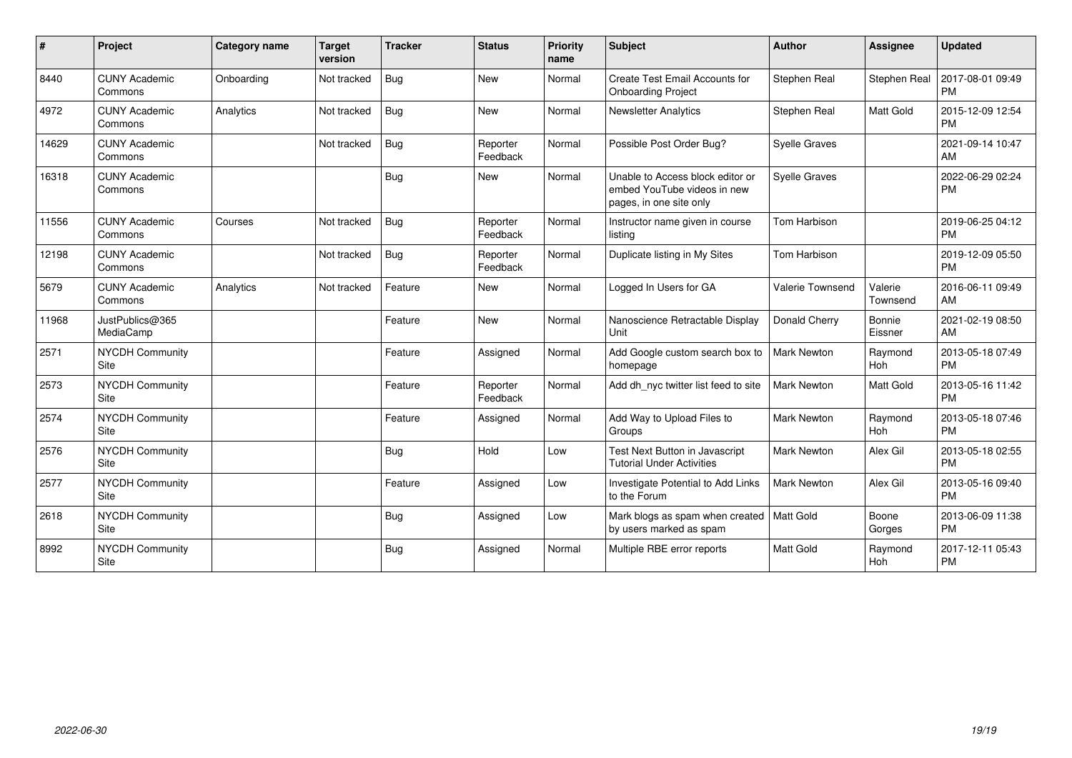| # | Project | Category name | Target version | Tracker | Status | Priority name | Subject | Author | Assignee | Updated |
|---|---|---|---|---|---|---|---|---|---|---|
| 8440 | CUNY Academic Commons | Onboarding | Not tracked | Bug | New | Normal | Create Test Email Accounts for Onboarding Project | Stephen Real | Stephen Real | 2017-08-01 09:49 PM |
| 4972 | CUNY Academic Commons | Analytics | Not tracked | Bug | New | Normal | Newsletter Analytics | Stephen Real | Matt Gold | 2015-12-09 12:54 PM |
| 14629 | CUNY Academic Commons | | Not tracked | Bug | Reporter Feedback | Normal | Possible Post Order Bug? | Syelle Graves | | 2021-09-14 10:47 AM |
| 16318 | CUNY Academic Commons | | | Bug | New | Normal | Unable to Access block editor or embed YouTube videos in new pages, in one site only | Syelle Graves | | 2022-06-29 02:24 PM |
| 11556 | CUNY Academic Commons | Courses | Not tracked | Bug | Reporter Feedback | Normal | Instructor name given in course listing | Tom Harbison | | 2019-06-25 04:12 PM |
| 12198 | CUNY Academic Commons | | Not tracked | Bug | Reporter Feedback | Normal | Duplicate listing in My Sites | Tom Harbison | | 2019-12-09 05:50 PM |
| 5679 | CUNY Academic Commons | Analytics | Not tracked | Feature | New | Normal | Logged In Users for GA | Valerie Townsend | Valerie Townsend | 2016-06-11 09:49 AM |
| 11968 | JustPublics@365 MediaCamp | | | Feature | New | Normal | Nanoscience Retractable Display Unit | Donald Cherry | Bonnie Eissner | 2021-02-19 08:50 AM |
| 2571 | NYCDH Community Site | | | Feature | Assigned | Normal | Add Google custom search box to homepage | Mark Newton | Raymond Hoh | 2013-05-18 07:49 PM |
| 2573 | NYCDH Community Site | | | Feature | Reporter Feedback | Normal | Add dh_nyc twitter list feed to site | Mark Newton | Matt Gold | 2013-05-16 11:42 PM |
| 2574 | NYCDH Community Site | | | Feature | Assigned | Normal | Add Way to Upload Files to Groups | Mark Newton | Raymond Hoh | 2013-05-18 07:46 PM |
| 2576 | NYCDH Community Site | | | Bug | Hold | Low | Test Next Button in Javascript Tutorial Under Activities | Mark Newton | Alex Gil | 2013-05-18 02:55 PM |
| 2577 | NYCDH Community Site | | | Feature | Assigned | Low | Investigate Potential to Add Links to the Forum | Mark Newton | Alex Gil | 2013-05-16 09:40 PM |
| 2618 | NYCDH Community Site | | | Bug | Assigned | Low | Mark blogs as spam when created by users marked as spam | Matt Gold | Boone Gorges | 2013-06-09 11:38 PM |
| 8992 | NYCDH Community Site | | | Bug | Assigned | Normal | Multiple RBE error reports | Matt Gold | Raymond Hoh | 2017-12-11 05:43 PM |